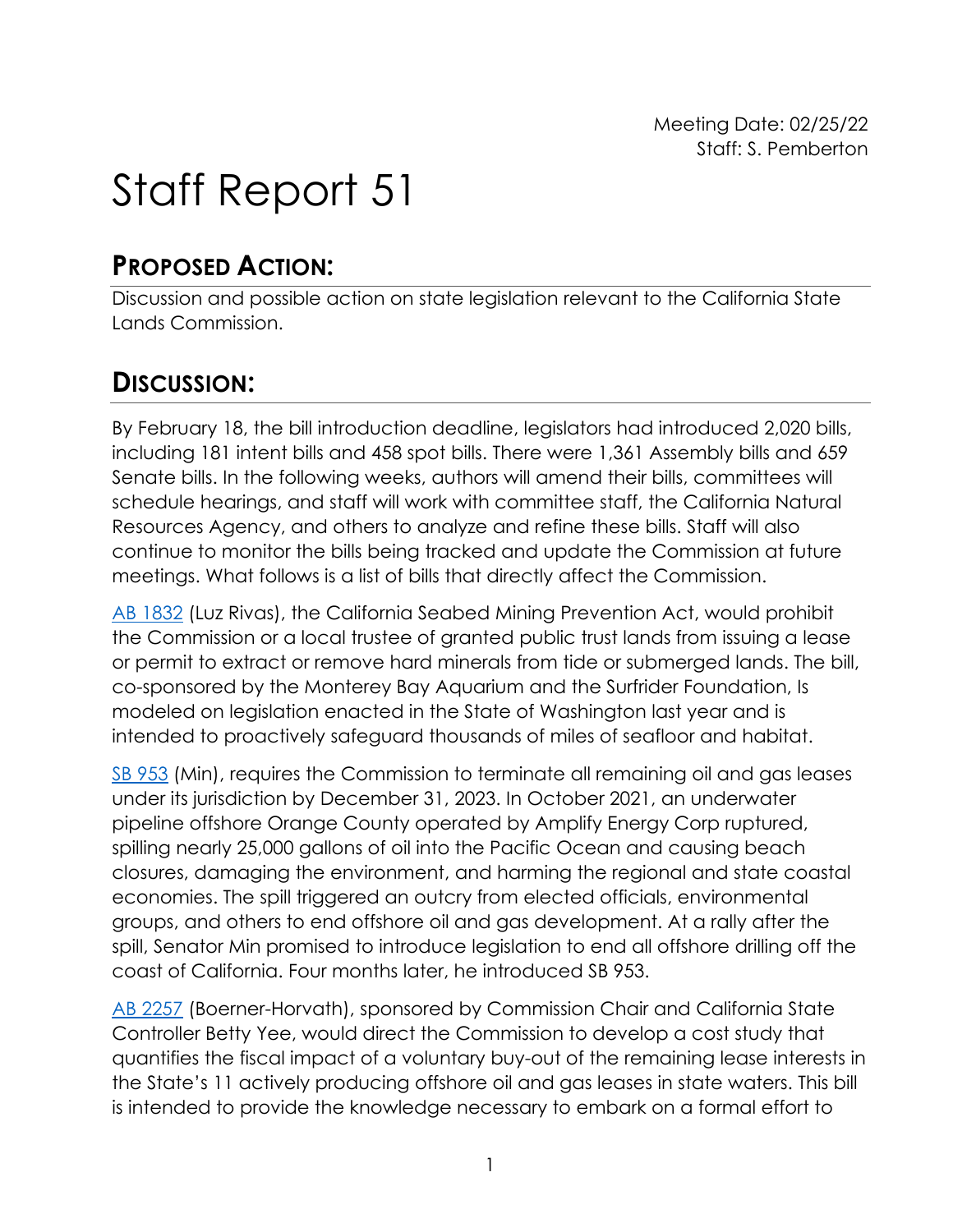Meeting Date: 02/25/22
Staff: S. Pemberton

# Staff Report 51

## PROPOSED ACTION:

Discussion and possible action on state legislation relevant to the California State Lands Commission.

## DISCUSSION:

By February 18, the bill introduction deadline, legislators had introduced 2,020 bills, including 181 intent bills and 458 spot bills. There were 1,361 Assembly bills and 659 Senate bills. In the following weeks, authors will amend their bills, committees will schedule hearings, and staff will work with committee staff, the California Natural Resources Agency, and others to analyze and refine these bills. Staff will also continue to monitor the bills being tracked and update the Commission at future meetings. What follows is a list of bills that directly affect the Commission.

AB 1832 (Luz Rivas), the California Seabed Mining Prevention Act, would prohibit the Commission or a local trustee of granted public trust lands from issuing a lease or permit to extract or remove hard minerals from tide or submerged lands. The bill, co-sponsored by the Monterey Bay Aquarium and the Surfrider Foundation, Is modeled on legislation enacted in the State of Washington last year and is intended to proactively safeguard thousands of miles of seafloor and habitat.

SB 953 (Min), requires the Commission to terminate all remaining oil and gas leases under its jurisdiction by December 31, 2023. In October 2021, an underwater pipeline offshore Orange County operated by Amplify Energy Corp ruptured, spilling nearly 25,000 gallons of oil into the Pacific Ocean and causing beach closures, damaging the environment, and harming the regional and state coastal economies. The spill triggered an outcry from elected officials, environmental groups, and others to end offshore oil and gas development. At a rally after the spill, Senator Min promised to introduce legislation to end all offshore drilling off the coast of California. Four months later, he introduced SB 953.

AB 2257 (Boerner-Horvath), sponsored by Commission Chair and California State Controller Betty Yee, would direct the Commission to develop a cost study that quantifies the fiscal impact of a voluntary buy-out of the remaining lease interests in the State's 11 actively producing offshore oil and gas leases in state waters. This bill is intended to provide the knowledge necessary to embark on a formal effort to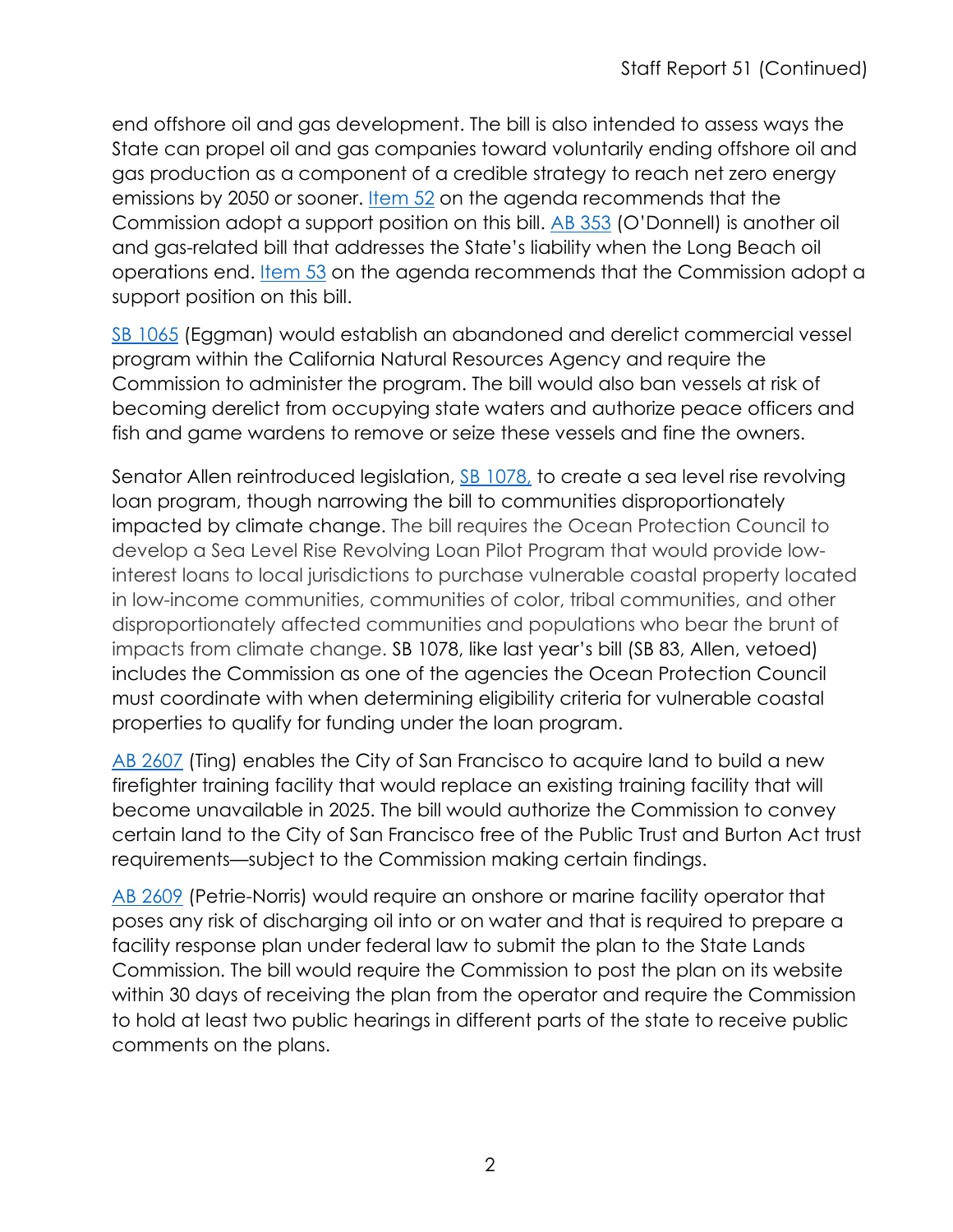end offshore oil and gas development. The bill is also intended to assess ways the State can propel oil and gas companies toward voluntarily ending offshore oil and gas production as a component of a credible strategy to reach net zero energy emissions by 2050 or sooner. Item 52 on the agenda recommends that the Commission adopt a support position on this bill. AB 353 (O'Donnell) is another oil and gas-related bill that addresses the State's liability when the Long Beach oil operations end. Item 53 on the agenda recommends that the Commission adopt a support position on this bill.

SB 1065 (Eggman) would establish an abandoned and derelict commercial vessel program within the California Natural Resources Agency and require the Commission to administer the program. The bill would also ban vessels at risk of becoming derelict from occupying state waters and authorize peace officers and fish and game wardens to remove or seize these vessels and fine the owners.

Senator Allen reintroduced legislation, SB 1078, to create a sea level rise revolving loan program, though narrowing the bill to communities disproportionately impacted by climate change. The bill requires the Ocean Protection Council to develop a Sea Level Rise Revolving Loan Pilot Program that would provide low-interest loans to local jurisdictions to purchase vulnerable coastal property located in low-income communities, communities of color, tribal communities, and other disproportionately affected communities and populations who bear the brunt of impacts from climate change. SB 1078, like last year's bill (SB 83, Allen, vetoed) includes the Commission as one of the agencies the Ocean Protection Council must coordinate with when determining eligibility criteria for vulnerable coastal properties to qualify for funding under the loan program.

AB 2607 (Ting) enables the City of San Francisco to acquire land to build a new firefighter training facility that would replace an existing training facility that will become unavailable in 2025. The bill would authorize the Commission to convey certain land to the City of San Francisco free of the Public Trust and Burton Act trust requirements—subject to the Commission making certain findings.

AB 2609 (Petrie-Norris) would require an onshore or marine facility operator that poses any risk of discharging oil into or on water and that is required to prepare a facility response plan under federal law to submit the plan to the State Lands Commission. The bill would require the Commission to post the plan on its website within 30 days of receiving the plan from the operator and require the Commission to hold at least two public hearings in different parts of the state to receive public comments on the plans.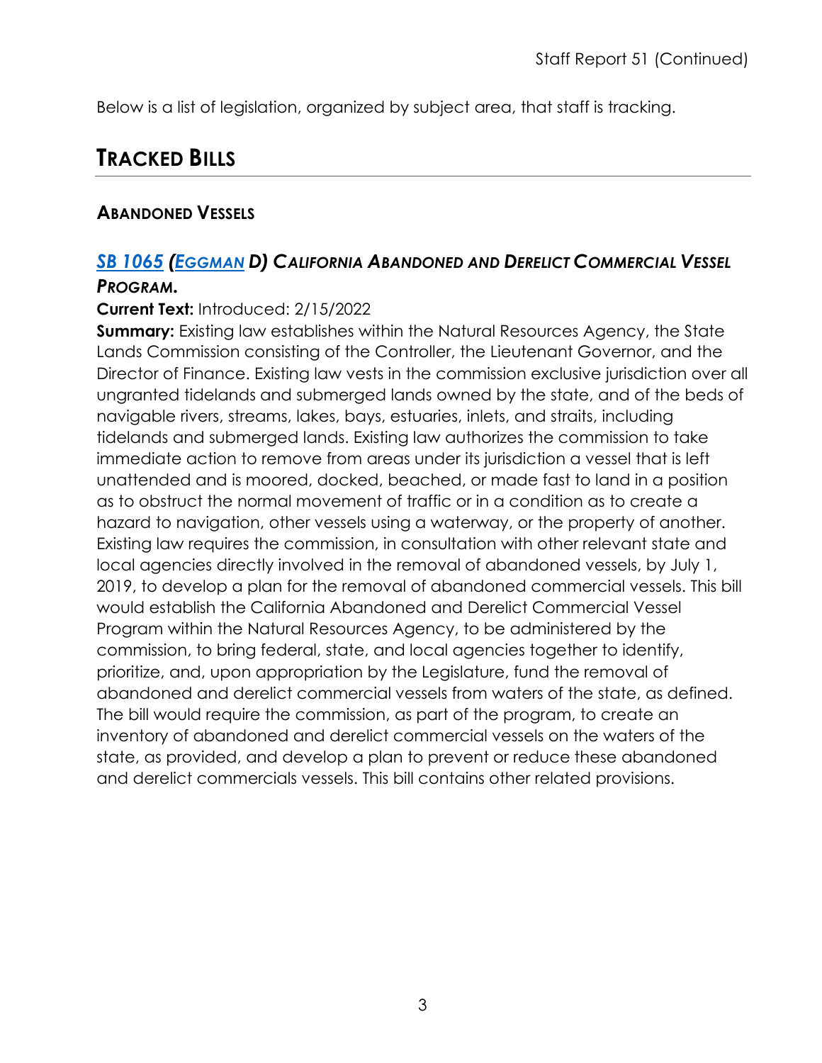Below is a list of legislation, organized by subject area, that staff is tracking.

## TRACKED BILLS

### ABANDONED VESSELS

#### *SB 1065 (EGGMAN D) CALIFORNIA ABANDONED AND DERELICT COMMERCIAL VESSEL PROGRAM.*

**Current Text:** Introduced: 2/15/2022

**Summary:** Existing law establishes within the Natural Resources Agency, the State Lands Commission consisting of the Controller, the Lieutenant Governor, and the Director of Finance. Existing law vests in the commission exclusive jurisdiction over all ungranted tidelands and submerged lands owned by the state, and of the beds of navigable rivers, streams, lakes, bays, estuaries, inlets, and straits, including tidelands and submerged lands. Existing law authorizes the commission to take immediate action to remove from areas under its jurisdiction a vessel that is left unattended and is moored, docked, beached, or made fast to land in a position as to obstruct the normal movement of traffic or in a condition as to create a hazard to navigation, other vessels using a waterway, or the property of another. Existing law requires the commission, in consultation with other relevant state and local agencies directly involved in the removal of abandoned vessels, by July 1, 2019, to develop a plan for the removal of abandoned commercial vessels. This bill would establish the California Abandoned and Derelict Commercial Vessel Program within the Natural Resources Agency, to be administered by the commission, to bring federal, state, and local agencies together to identify, prioritize, and, upon appropriation by the Legislature, fund the removal of abandoned and derelict commercial vessels from waters of the state, as defined. The bill would require the commission, as part of the program, to create an inventory of abandoned and derelict commercial vessels on the waters of the state, as provided, and develop a plan to prevent or reduce these abandoned and derelict commercials vessels. This bill contains other related provisions.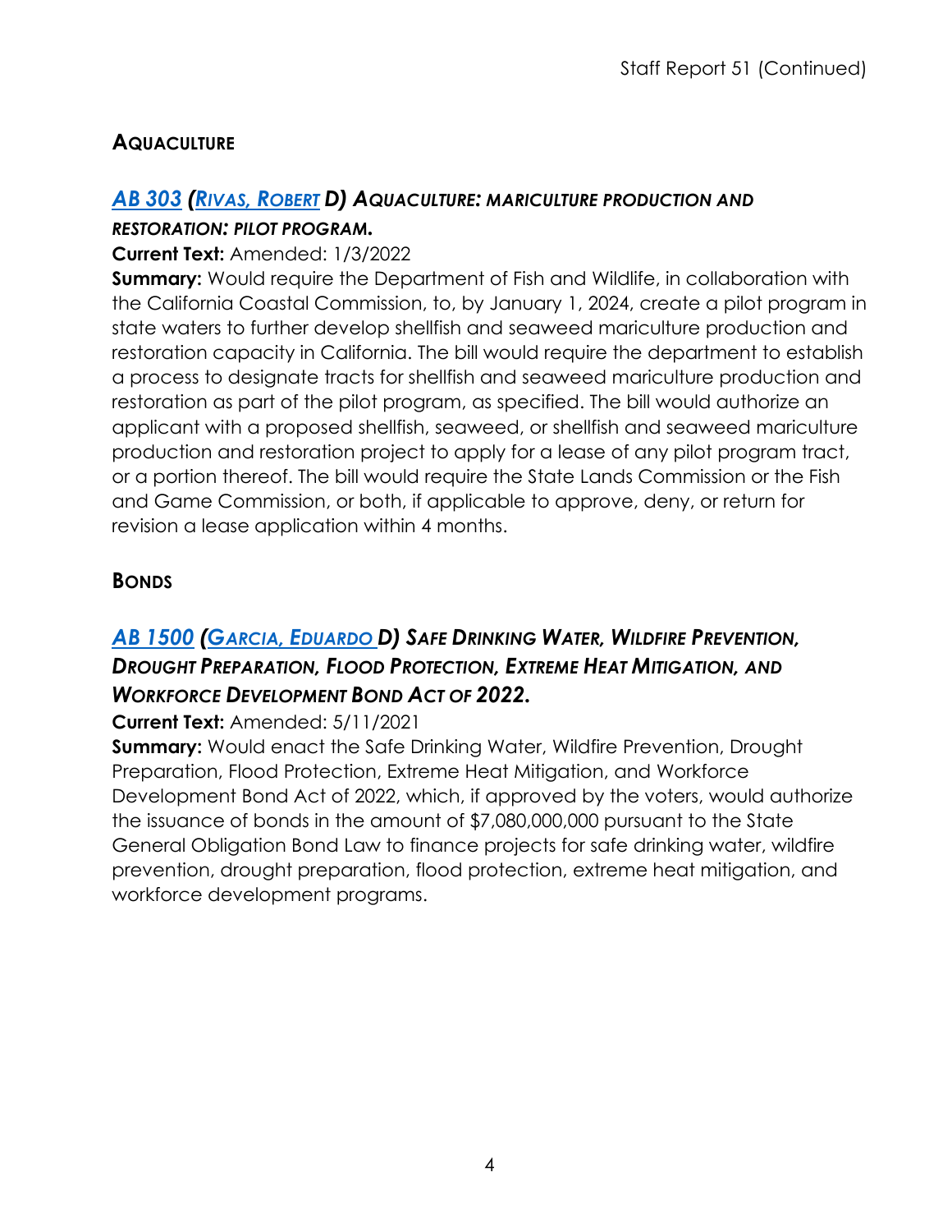## AQUACULTURE

### *[AB 303](#) ([RIVAS, ROBERT](#) D) AQUACULTURE: MARICULTURE PRODUCTION AND RESTORATION: PILOT PROGRAM.*

**Current Text:** Amended: 1/3/2022

**Summary:** Would require the Department of Fish and Wildlife, in collaboration with the California Coastal Commission, to, by January 1, 2024, create a pilot program in state waters to further develop shellfish and seaweed mariculture production and restoration capacity in California. The bill would require the department to establish a process to designate tracts for shellfish and seaweed mariculture production and restoration as part of the pilot program, as specified. The bill would authorize an applicant with a proposed shellfish, seaweed, or shellfish and seaweed mariculture production and restoration project to apply for a lease of any pilot program tract, or a portion thereof. The bill would require the State Lands Commission or the Fish and Game Commission, or both, if applicable to approve, deny, or return for revision a lease application within 4 months.

## BONDS

### *[AB 1500](#) ([GARCIA, EDUARDO](#) D) SAFE DRINKING WATER, WILDFIRE PREVENTION, DROUGHT PREPARATION, FLOOD PROTECTION, EXTREME HEAT MITIGATION, AND WORKFORCE DEVELOPMENT BOND ACT OF 2022.*

**Current Text:** Amended: 5/11/2021

**Summary:** Would enact the Safe Drinking Water, Wildfire Prevention, Drought Preparation, Flood Protection, Extreme Heat Mitigation, and Workforce Development Bond Act of 2022, which, if approved by the voters, would authorize the issuance of bonds in the amount of $7,080,000,000 pursuant to the State General Obligation Bond Law to finance projects for safe drinking water, wildfire prevention, drought preparation, flood protection, extreme heat mitigation, and workforce development programs.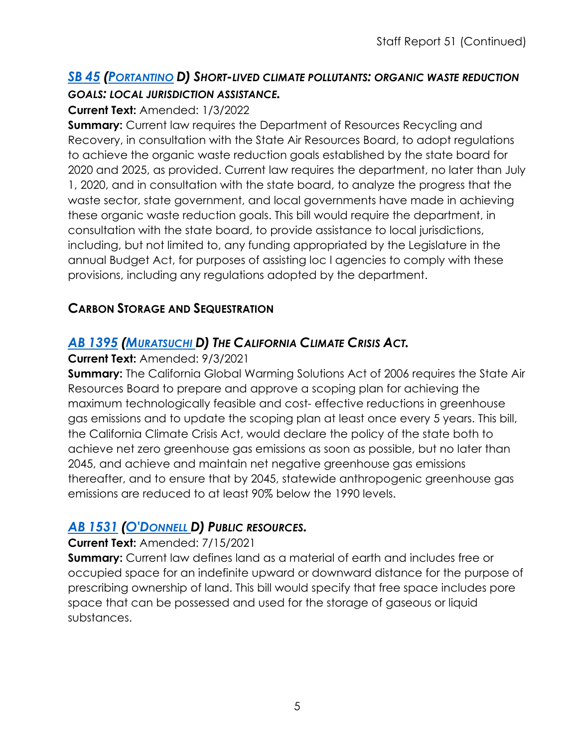### *[SB 45](#) ([Portantino](#) D) Short-lived climate pollutants: organic waste reduction goals: local jurisdiction assistance.*

**Current Text:** Amended: 1/3/2022

**Summary:** Current law requires the Department of Resources Recycling and Recovery, in consultation with the State Air Resources Board, to adopt regulations to achieve the organic waste reduction goals established by the state board for 2020 and 2025, as provided. Current law requires the department, no later than July 1, 2020, and in consultation with the state board, to analyze the progress that the waste sector, state government, and local governments have made in achieving these organic waste reduction goals. This bill would require the department, in consultation with the state board, to provide assistance to local jurisdictions, including, but not limited to, any funding appropriated by the Legislature in the annual Budget Act, for purposes of assisting loc l agencies to comply with these provisions, including any regulations adopted by the department.

## Carbon Storage and Sequestration

### *[AB 1395](#) ([Muratsuchi](#) D) The California Climate Crisis Act.*

**Current Text:** Amended: 9/3/2021

**Summary:** The California Global Warming Solutions Act of 2006 requires the State Air Resources Board to prepare and approve a scoping plan for achieving the maximum technologically feasible and cost- effective reductions in greenhouse gas emissions and to update the scoping plan at least once every 5 years. This bill, the California Climate Crisis Act, would declare the policy of the state both to achieve net zero greenhouse gas emissions as soon as possible, but no later than 2045, and achieve and maintain net negative greenhouse gas emissions thereafter, and to ensure that by 2045, statewide anthropogenic greenhouse gas emissions are reduced to at least 90% below the 1990 levels.

### *[AB 1531](#) ([O'Donnell](#) D) Public resources.*

**Current Text:** Amended: 7/15/2021

**Summary:** Current law defines land as a material of earth and includes free or occupied space for an indefinite upward or downward distance for the purpose of prescribing ownership of land. This bill would specify that free space includes pore space that can be possessed and used for the storage of gaseous or liquid substances.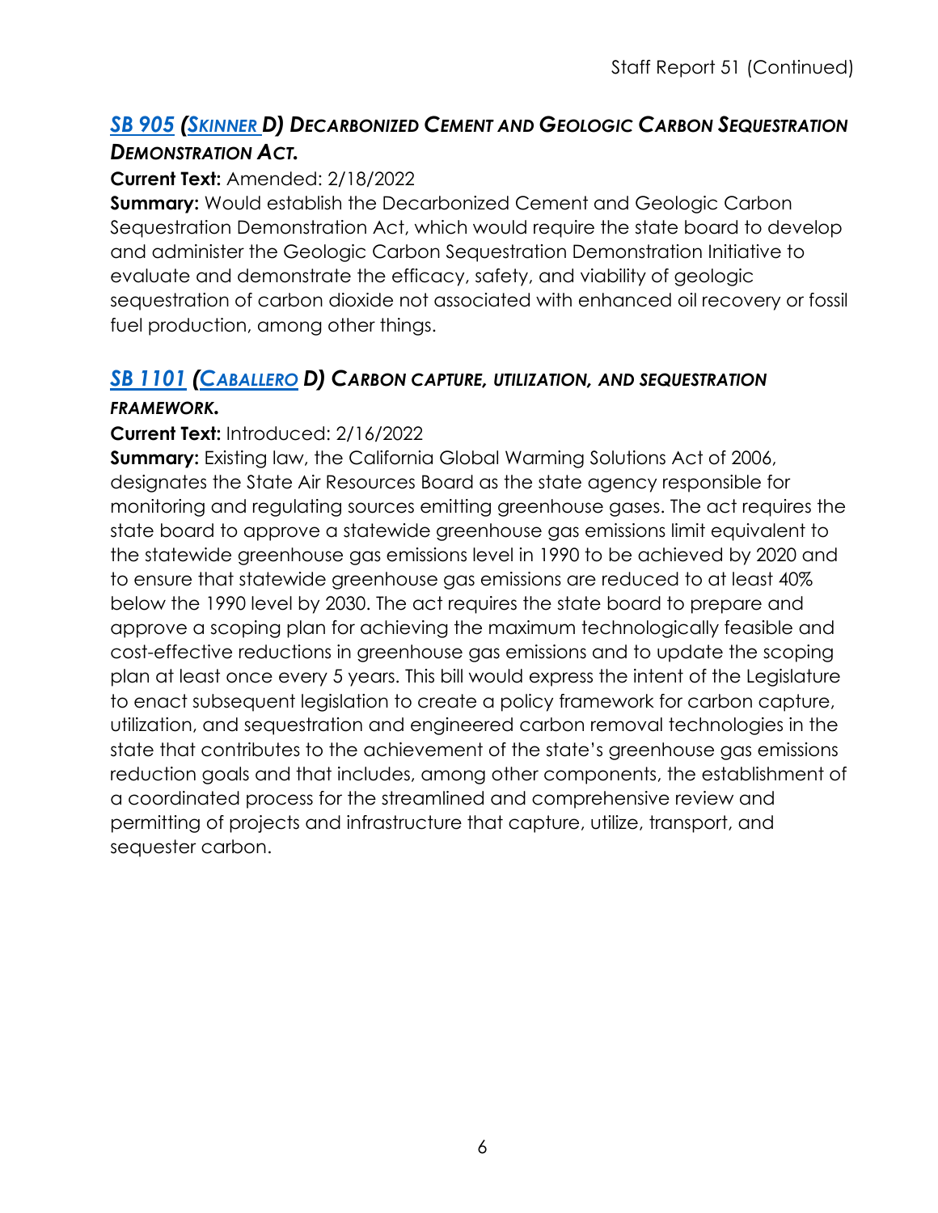### *[SB 905](#) ([Skinner](#) D) Decarbonized Cement and Geologic Carbon Sequestration Demonstration Act.*

**Current Text:** Amended: 2/18/2022

**Summary:** Would establish the Decarbonized Cement and Geologic Carbon Sequestration Demonstration Act, which would require the state board to develop and administer the Geologic Carbon Sequestration Demonstration Initiative to evaluate and demonstrate the efficacy, safety, and viability of geologic sequestration of carbon dioxide not associated with enhanced oil recovery or fossil fuel production, among other things.

### *[SB 1101](#) ([Caballero](#) D) Carbon Capture, Utilization, and Sequestration Framework.*

**Current Text:** Introduced: 2/16/2022

**Summary:** Existing law, the California Global Warming Solutions Act of 2006, designates the State Air Resources Board as the state agency responsible for monitoring and regulating sources emitting greenhouse gases. The act requires the state board to approve a statewide greenhouse gas emissions limit equivalent to the statewide greenhouse gas emissions level in 1990 to be achieved by 2020 and to ensure that statewide greenhouse gas emissions are reduced to at least 40% below the 1990 level by 2030. The act requires the state board to prepare and approve a scoping plan for achieving the maximum technologically feasible and cost-effective reductions in greenhouse gas emissions and to update the scoping plan at least once every 5 years. This bill would express the intent of the Legislature to enact subsequent legislation to create a policy framework for carbon capture, utilization, and sequestration and engineered carbon removal technologies in the state that contributes to the achievement of the state's greenhouse gas emissions reduction goals and that includes, among other components, the establishment of a coordinated process for the streamlined and comprehensive review and permitting of projects and infrastructure that capture, utilize, transport, and sequester carbon.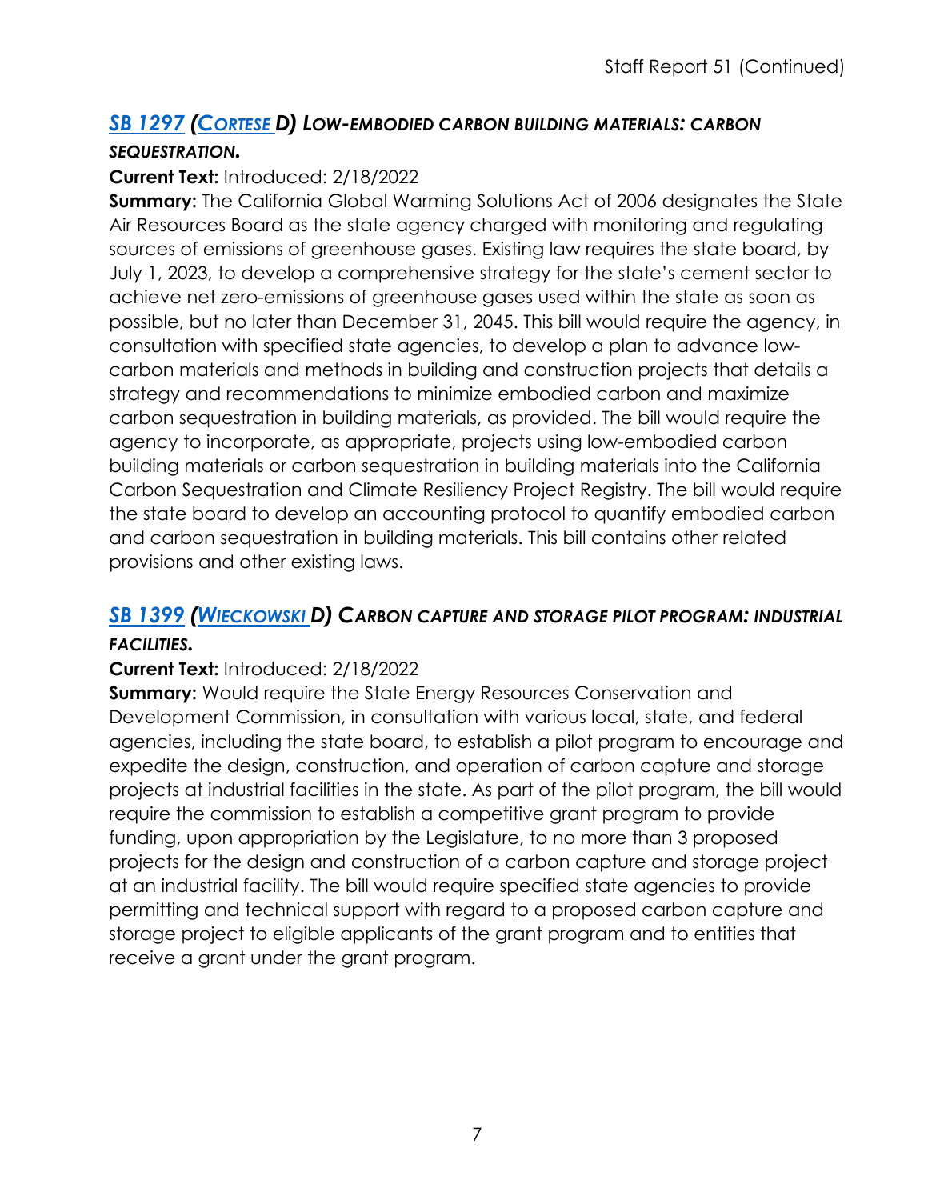### *[SB 1297](#) ([Cortese](#) D) Low-embodied carbon building materials: carbon sequestration.*

**Current Text:** Introduced: 2/18/2022

**Summary:** The California Global Warming Solutions Act of 2006 designates the State Air Resources Board as the state agency charged with monitoring and regulating sources of emissions of greenhouse gases. Existing law requires the state board, by July 1, 2023, to develop a comprehensive strategy for the state's cement sector to achieve net zero-emissions of greenhouse gases used within the state as soon as possible, but no later than December 31, 2045. This bill would require the agency, in consultation with specified state agencies, to develop a plan to advance low-carbon materials and methods in building and construction projects that details a strategy and recommendations to minimize embodied carbon and maximize carbon sequestration in building materials, as provided. The bill would require the agency to incorporate, as appropriate, projects using low-embodied carbon building materials or carbon sequestration in building materials into the California Carbon Sequestration and Climate Resiliency Project Registry. The bill would require the state board to develop an accounting protocol to quantify embodied carbon and carbon sequestration in building materials. This bill contains other related provisions and other existing laws.

### *[SB 1399](#) ([Wieckowski](#) D) Carbon capture and storage pilot program: industrial facilities.*

**Current Text:** Introduced: 2/18/2022

**Summary:** Would require the State Energy Resources Conservation and Development Commission, in consultation with various local, state, and federal agencies, including the state board, to establish a pilot program to encourage and expedite the design, construction, and operation of carbon capture and storage projects at industrial facilities in the state. As part of the pilot program, the bill would require the commission to establish a competitive grant program to provide funding, upon appropriation by the Legislature, to no more than 3 proposed projects for the design and construction of a carbon capture and storage project at an industrial facility. The bill would require specified state agencies to provide permitting and technical support with regard to a proposed carbon capture and storage project to eligible applicants of the grant program and to entities that receive a grant under the grant program.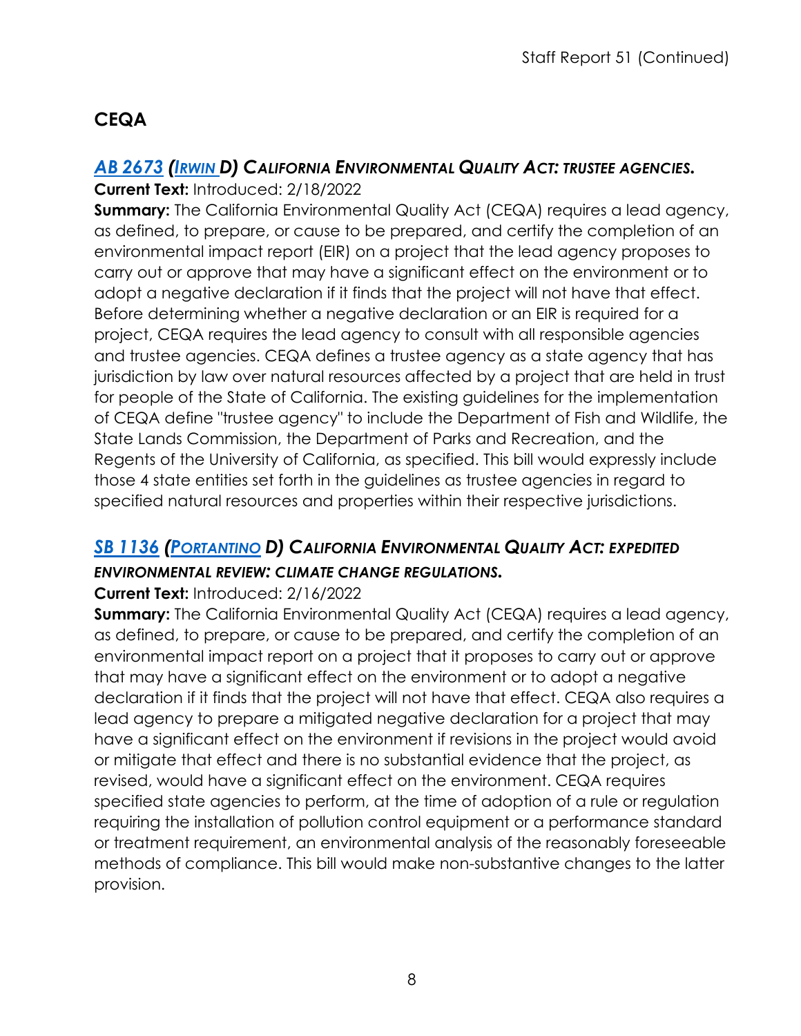## CEQA

### *AB 2673 (IRWIN D) CALIFORNIA ENVIRONMENTAL QUALITY ACT: TRUSTEE AGENCIES.*

**Current Text:** Introduced: 2/18/2022

**Summary:** The California Environmental Quality Act (CEQA) requires a lead agency, as defined, to prepare, or cause to be prepared, and certify the completion of an environmental impact report (EIR) on a project that the lead agency proposes to carry out or approve that may have a significant effect on the environment or to adopt a negative declaration if it finds that the project will not have that effect. Before determining whether a negative declaration or an EIR is required for a project, CEQA requires the lead agency to consult with all responsible agencies and trustee agencies. CEQA defines a trustee agency as a state agency that has jurisdiction by law over natural resources affected by a project that are held in trust for people of the State of California. The existing guidelines for the implementation of CEQA define "trustee agency" to include the Department of Fish and Wildlife, the State Lands Commission, the Department of Parks and Recreation, and the Regents of the University of California, as specified. This bill would expressly include those 4 state entities set forth in the guidelines as trustee agencies in regard to specified natural resources and properties within their respective jurisdictions.

### *SB 1136 (PORTANTINO D) CALIFORNIA ENVIRONMENTAL QUALITY ACT: EXPEDITED ENVIRONMENTAL REVIEW: CLIMATE CHANGE REGULATIONS.*

**Current Text:** Introduced: 2/16/2022

**Summary:** The California Environmental Quality Act (CEQA) requires a lead agency, as defined, to prepare, or cause to be prepared, and certify the completion of an environmental impact report on a project that it proposes to carry out or approve that may have a significant effect on the environment or to adopt a negative declaration if it finds that the project will not have that effect. CEQA also requires a lead agency to prepare a mitigated negative declaration for a project that may have a significant effect on the environment if revisions in the project would avoid or mitigate that effect and there is no substantial evidence that the project, as revised, would have a significant effect on the environment. CEQA requires specified state agencies to perform, at the time of adoption of a rule or regulation requiring the installation of pollution control equipment or a performance standard or treatment requirement, an environmental analysis of the reasonably foreseeable methods of compliance. This bill would make non-substantive changes to the latter provision.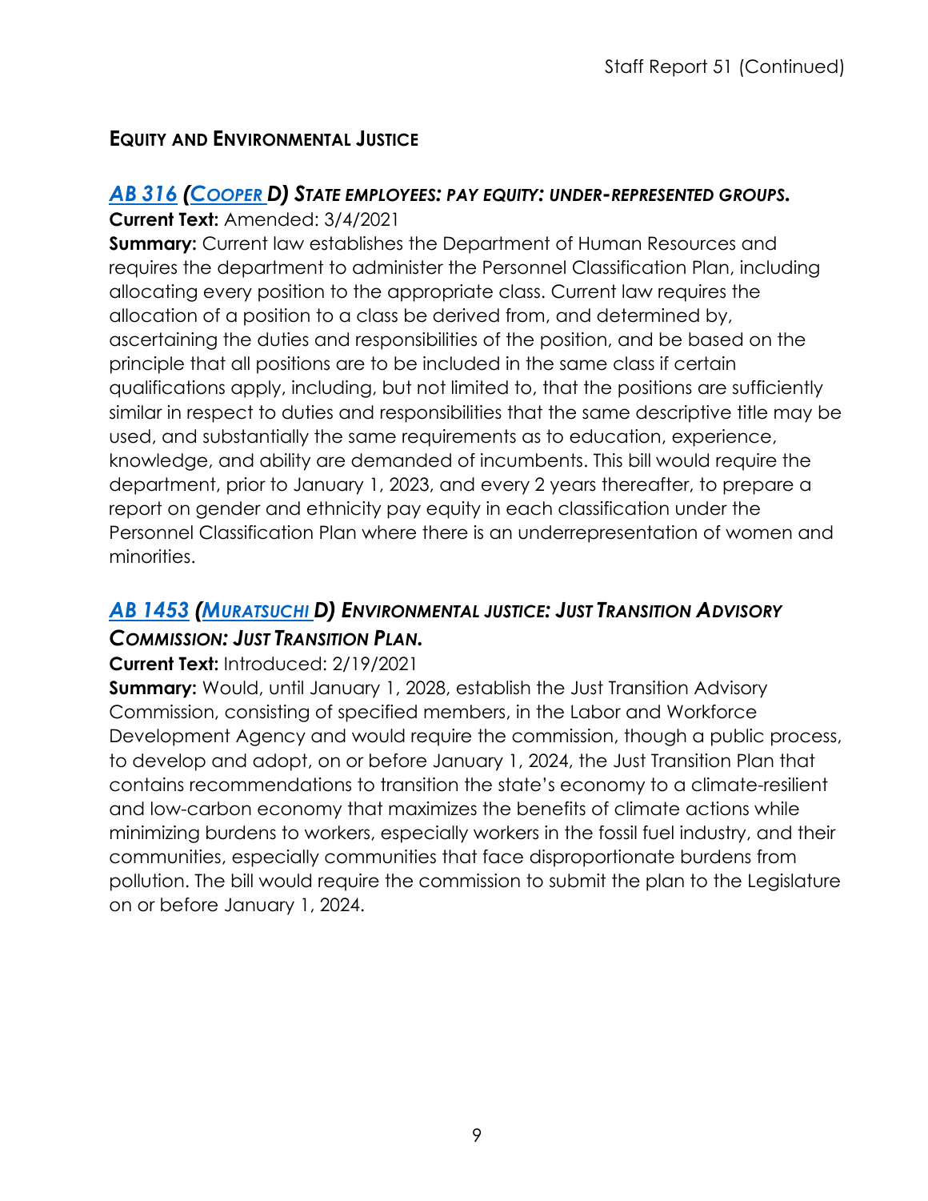## EQUITY AND ENVIRONMENTAL JUSTICE

### *AB 316 (COOPER D) STATE EMPLOYEES: PAY EQUITY: UNDER-REPRESENTED GROUPS.*

**Current Text:** Amended: 3/4/2021

**Summary:** Current law establishes the Department of Human Resources and requires the department to administer the Personnel Classification Plan, including allocating every position to the appropriate class. Current law requires the allocation of a position to a class be derived from, and determined by, ascertaining the duties and responsibilities of the position, and be based on the principle that all positions are to be included in the same class if certain qualifications apply, including, but not limited to, that the positions are sufficiently similar in respect to duties and responsibilities that the same descriptive title may be used, and substantially the same requirements as to education, experience, knowledge, and ability are demanded of incumbents. This bill would require the department, prior to January 1, 2023, and every 2 years thereafter, to prepare a report on gender and ethnicity pay equity in each classification under the Personnel Classification Plan where there is an underrepresentation of women and minorities.

### *AB 1453 (MURATSUCHI D) ENVIRONMENTAL JUSTICE: JUST TRANSITION ADVISORY COMMISSION: JUST TRANSITION PLAN.*

**Current Text:** Introduced: 2/19/2021

**Summary:** Would, until January 1, 2028, establish the Just Transition Advisory Commission, consisting of specified members, in the Labor and Workforce Development Agency and would require the commission, though a public process, to develop and adopt, on or before January 1, 2024, the Just Transition Plan that contains recommendations to transition the state's economy to a climate-resilient and low-carbon economy that maximizes the benefits of climate actions while minimizing burdens to workers, especially workers in the fossil fuel industry, and their communities, especially communities that face disproportionate burdens from pollution. The bill would require the commission to submit the plan to the Legislature on or before January 1, 2024.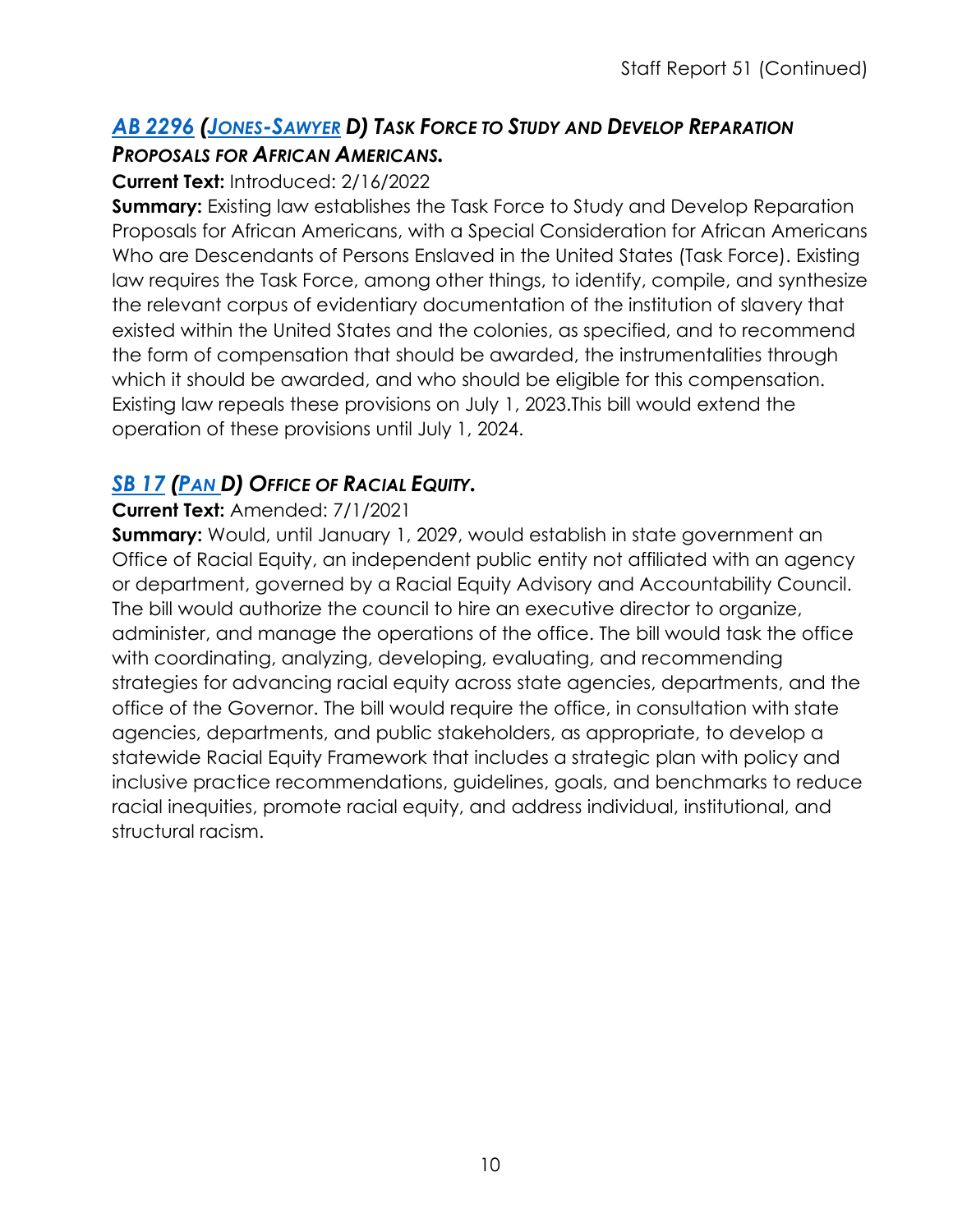### AB 2296 (JONES-SAWYER D) TASK FORCE TO STUDY AND DEVELOP REPARATION PROPOSALS FOR AFRICAN AMERICANS.

**Current Text:** Introduced: 2/16/2022

**Summary:** Existing law establishes the Task Force to Study and Develop Reparation Proposals for African Americans, with a Special Consideration for African Americans Who are Descendants of Persons Enslaved in the United States (Task Force). Existing law requires the Task Force, among other things, to identify, compile, and synthesize the relevant corpus of evidentiary documentation of the institution of slavery that existed within the United States and the colonies, as specified, and to recommend the form of compensation that should be awarded, the instrumentalities through which it should be awarded, and who should be eligible for this compensation. Existing law repeals these provisions on July 1, 2023.This bill would extend the operation of these provisions until July 1, 2024.

### SB 17 (PAN D) OFFICE OF RACIAL EQUITY.

**Current Text:** Amended: 7/1/2021

**Summary:** Would, until January 1, 2029, would establish in state government an Office of Racial Equity, an independent public entity not affiliated with an agency or department, governed by a Racial Equity Advisory and Accountability Council. The bill would authorize the council to hire an executive director to organize, administer, and manage the operations of the office. The bill would task the office with coordinating, analyzing, developing, evaluating, and recommending strategies for advancing racial equity across state agencies, departments, and the office of the Governor. The bill would require the office, in consultation with state agencies, departments, and public stakeholders, as appropriate, to develop a statewide Racial Equity Framework that includes a strategic plan with policy and inclusive practice recommendations, guidelines, goals, and benchmarks to reduce racial inequities, promote racial equity, and address individual, institutional, and structural racism.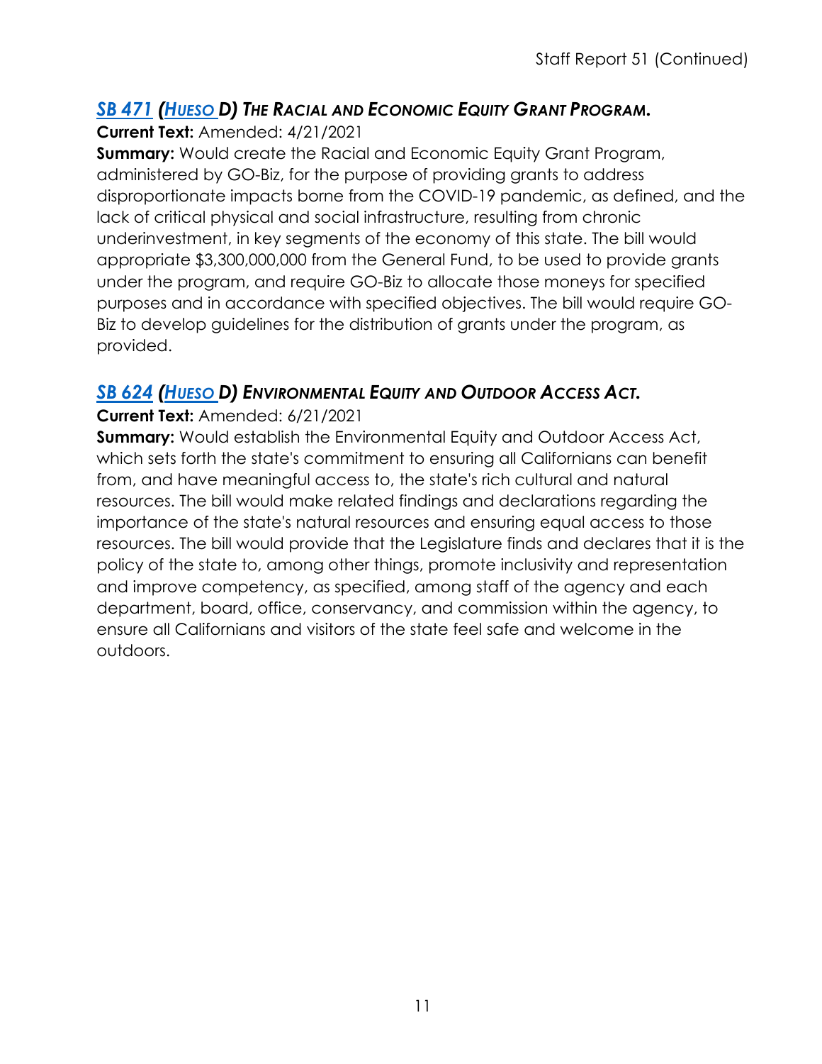### ***SB 471 (Hueso D) The Racial and Economic Equity Grant Program.***

**Current Text:** Amended: 4/21/2021

**Summary:** Would create the Racial and Economic Equity Grant Program, administered by GO-Biz, for the purpose of providing grants to address disproportionate impacts borne from the COVID-19 pandemic, as defined, and the lack of critical physical and social infrastructure, resulting from chronic underinvestment, in key segments of the economy of this state. The bill would appropriate $3,300,000,000 from the General Fund, to be used to provide grants under the program, and require GO-Biz to allocate those moneys for specified purposes and in accordance with specified objectives. The bill would require GO-Biz to develop guidelines for the distribution of grants under the program, as provided.

### ***SB 624 (Hueso D) Environmental Equity and Outdoor Access Act.***

**Current Text:** Amended: 6/21/2021

**Summary:** Would establish the Environmental Equity and Outdoor Access Act, which sets forth the state's commitment to ensuring all Californians can benefit from, and have meaningful access to, the state's rich cultural and natural resources. The bill would make related findings and declarations regarding the importance of the state's natural resources and ensuring equal access to those resources. The bill would provide that the Legislature finds and declares that it is the policy of the state to, among other things, promote inclusivity and representation and improve competency, as specified, among staff of the agency and each department, board, office, conservancy, and commission within the agency, to ensure all Californians and visitors of the state feel safe and welcome in the outdoors.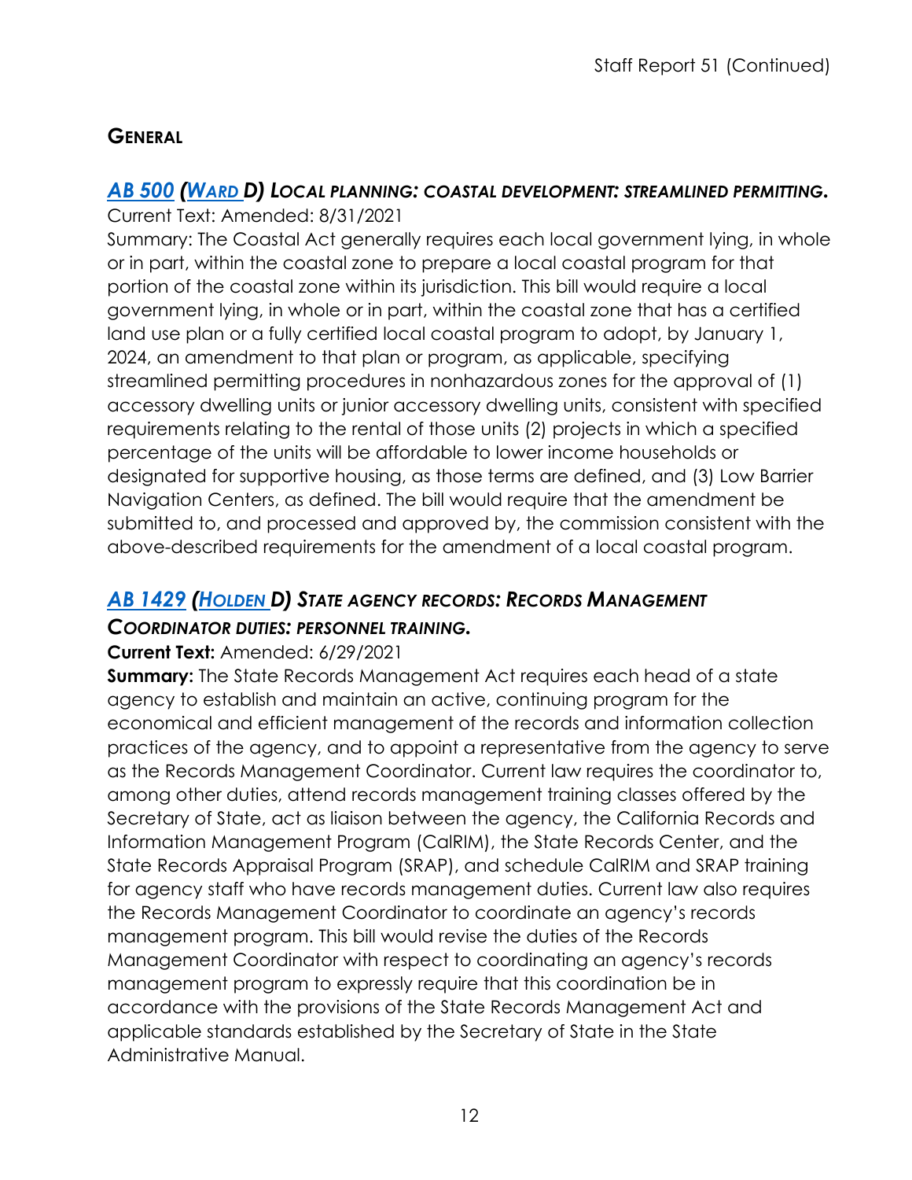## GENERAL

### *AB 500 (WARD D) LOCAL PLANNING: COASTAL DEVELOPMENT: STREAMLINED PERMITTING.*

Current Text: Amended: 8/31/2021

Summary: The Coastal Act generally requires each local government lying, in whole or in part, within the coastal zone to prepare a local coastal program for that portion of the coastal zone within its jurisdiction. This bill would require a local government lying, in whole or in part, within the coastal zone that has a certified land use plan or a fully certified local coastal program to adopt, by January 1, 2024, an amendment to that plan or program, as applicable, specifying streamlined permitting procedures in nonhazardous zones for the approval of (1) accessory dwelling units or junior accessory dwelling units, consistent with specified requirements relating to the rental of those units (2) projects in which a specified percentage of the units will be affordable to lower income households or designated for supportive housing, as those terms are defined, and (3) Low Barrier Navigation Centers, as defined. The bill would require that the amendment be submitted to, and processed and approved by, the commission consistent with the above-described requirements for the amendment of a local coastal program.

### *AB 1429 (HOLDEN D) STATE AGENCY RECORDS: RECORDS MANAGEMENT COORDINATOR DUTIES: PERSONNEL TRAINING.*

**Current Text:** Amended: 6/29/2021

**Summary:** The State Records Management Act requires each head of a state agency to establish and maintain an active, continuing program for the economical and efficient management of the records and information collection practices of the agency, and to appoint a representative from the agency to serve as the Records Management Coordinator. Current law requires the coordinator to, among other duties, attend records management training classes offered by the Secretary of State, act as liaison between the agency, the California Records and Information Management Program (CalRIM), the State Records Center, and the State Records Appraisal Program (SRAP), and schedule CalRIM and SRAP training for agency staff who have records management duties. Current law also requires the Records Management Coordinator to coordinate an agency's records management program. This bill would revise the duties of the Records Management Coordinator with respect to coordinating an agency's records management program to expressly require that this coordination be in accordance with the provisions of the State Records Management Act and applicable standards established by the Secretary of State in the State Administrative Manual.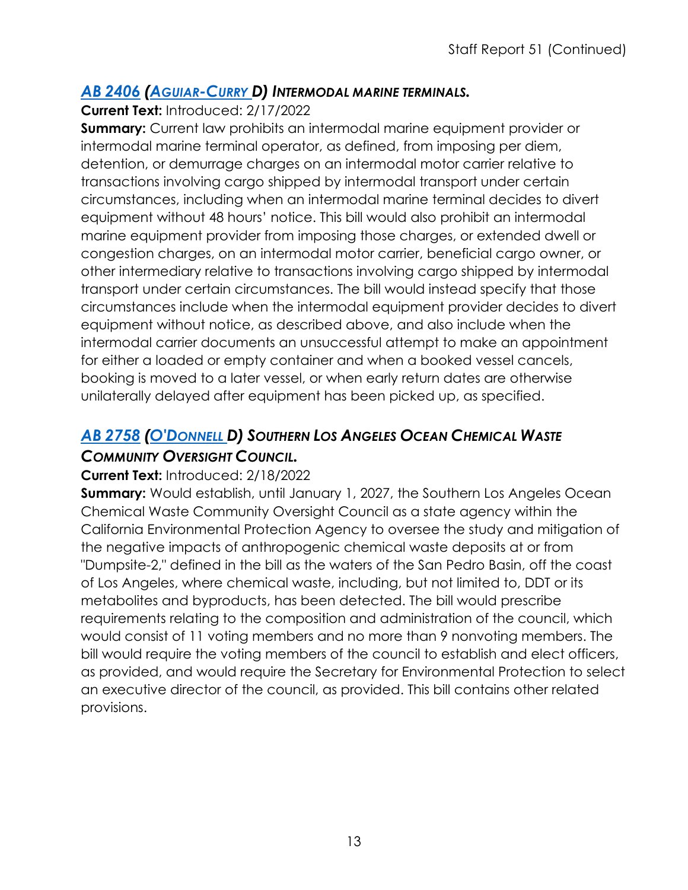## *AB 2406 (AGUIAR-CURRY D) INTERMODAL MARINE TERMINALS.*

**Current Text:** Introduced: 2/17/2022

**Summary:** Current law prohibits an intermodal marine equipment provider or intermodal marine terminal operator, as defined, from imposing per diem, detention, or demurrage charges on an intermodal motor carrier relative to transactions involving cargo shipped by intermodal transport under certain circumstances, including when an intermodal marine terminal decides to divert equipment without 48 hours' notice. This bill would also prohibit an intermodal marine equipment provider from imposing those charges, or extended dwell or congestion charges, on an intermodal motor carrier, beneficial cargo owner, or other intermediary relative to transactions involving cargo shipped by intermodal transport under certain circumstances. The bill would instead specify that those circumstances include when the intermodal equipment provider decides to divert equipment without notice, as described above, and also include when the intermodal carrier documents an unsuccessful attempt to make an appointment for either a loaded or empty container and when a booked vessel cancels, booking is moved to a later vessel, or when early return dates are otherwise unilaterally delayed after equipment has been picked up, as specified.

## *AB 2758 (O'DONNELL D) SOUTHERN LOS ANGELES OCEAN CHEMICAL WASTE COMMUNITY OVERSIGHT COUNCIL.*

**Current Text:** Introduced: 2/18/2022

**Summary:** Would establish, until January 1, 2027, the Southern Los Angeles Ocean Chemical Waste Community Oversight Council as a state agency within the California Environmental Protection Agency to oversee the study and mitigation of the negative impacts of anthropogenic chemical waste deposits at or from "Dumpsite-2," defined in the bill as the waters of the San Pedro Basin, off the coast of Los Angeles, where chemical waste, including, but not limited to, DDT or its metabolites and byproducts, has been detected. The bill would prescribe requirements relating to the composition and administration of the council, which would consist of 11 voting members and no more than 9 nonvoting members. The bill would require the voting members of the council to establish and elect officers, as provided, and would require the Secretary for Environmental Protection to select an executive director of the council, as provided. This bill contains other related provisions.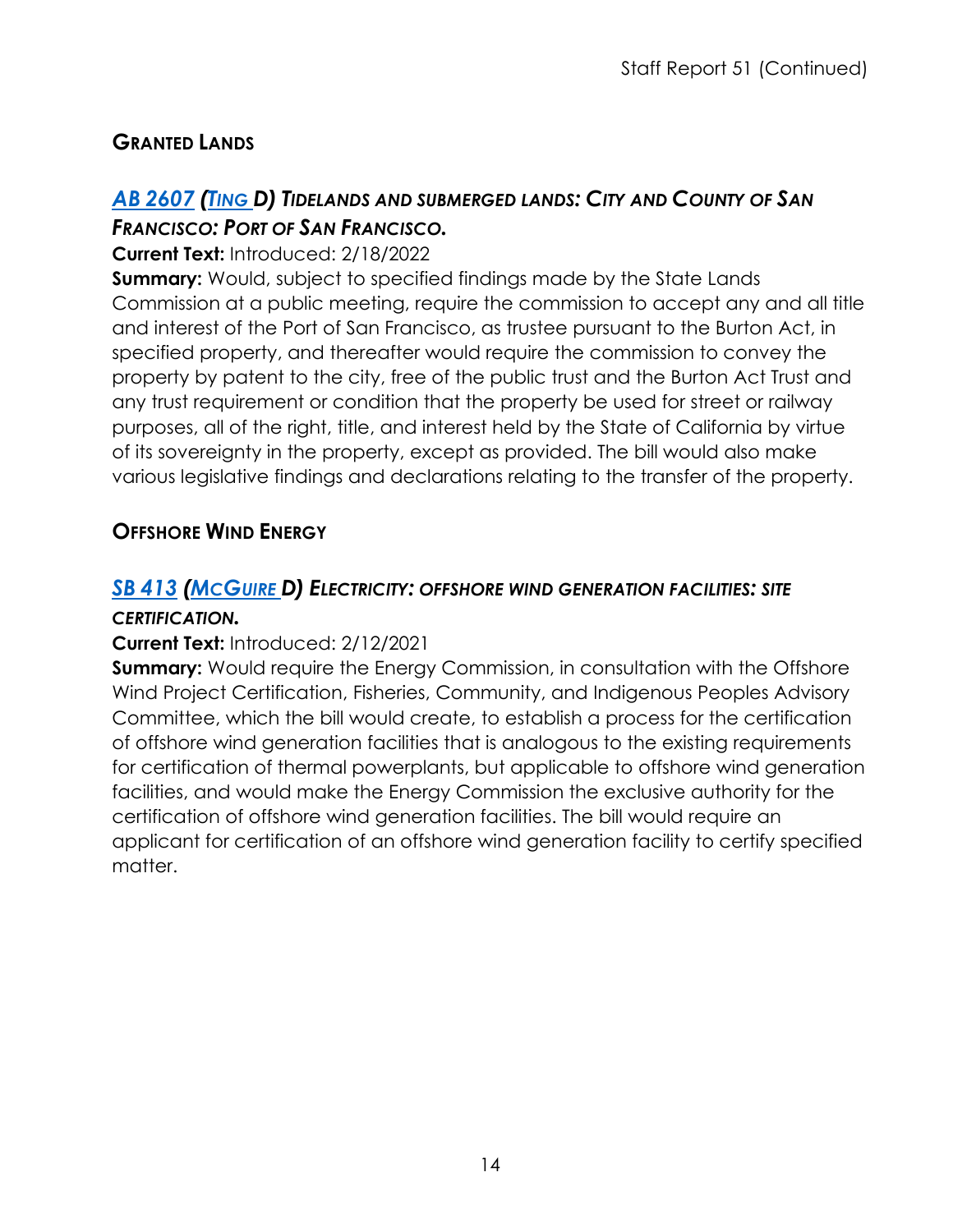## GRANTED LANDS

### *AB 2607 (TING D) TIDELANDS AND SUBMERGED LANDS: CITY AND COUNTY OF SAN FRANCISCO: PORT OF SAN FRANCISCO.*

**Current Text:** Introduced: 2/18/2022

**Summary:** Would, subject to specified findings made by the State Lands Commission at a public meeting, require the commission to accept any and all title and interest of the Port of San Francisco, as trustee pursuant to the Burton Act, in specified property, and thereafter would require the commission to convey the property by patent to the city, free of the public trust and the Burton Act Trust and any trust requirement or condition that the property be used for street or railway purposes, all of the right, title, and interest held by the State of California by virtue of its sovereignty in the property, except as provided. The bill would also make various legislative findings and declarations relating to the transfer of the property.

## OFFSHORE WIND ENERGY

### *SB 413 (MCGUIRE D) ELECTRICITY: OFFSHORE WIND GENERATION FACILITIES: SITE CERTIFICATION.*

**Current Text:** Introduced: 2/12/2021

**Summary:** Would require the Energy Commission, in consultation with the Offshore Wind Project Certification, Fisheries, Community, and Indigenous Peoples Advisory Committee, which the bill would create, to establish a process for the certification of offshore wind generation facilities that is analogous to the existing requirements for certification of thermal powerplants, but applicable to offshore wind generation facilities, and would make the Energy Commission the exclusive authority for the certification of offshore wind generation facilities. The bill would require an applicant for certification of an offshore wind generation facility to certify specified matter.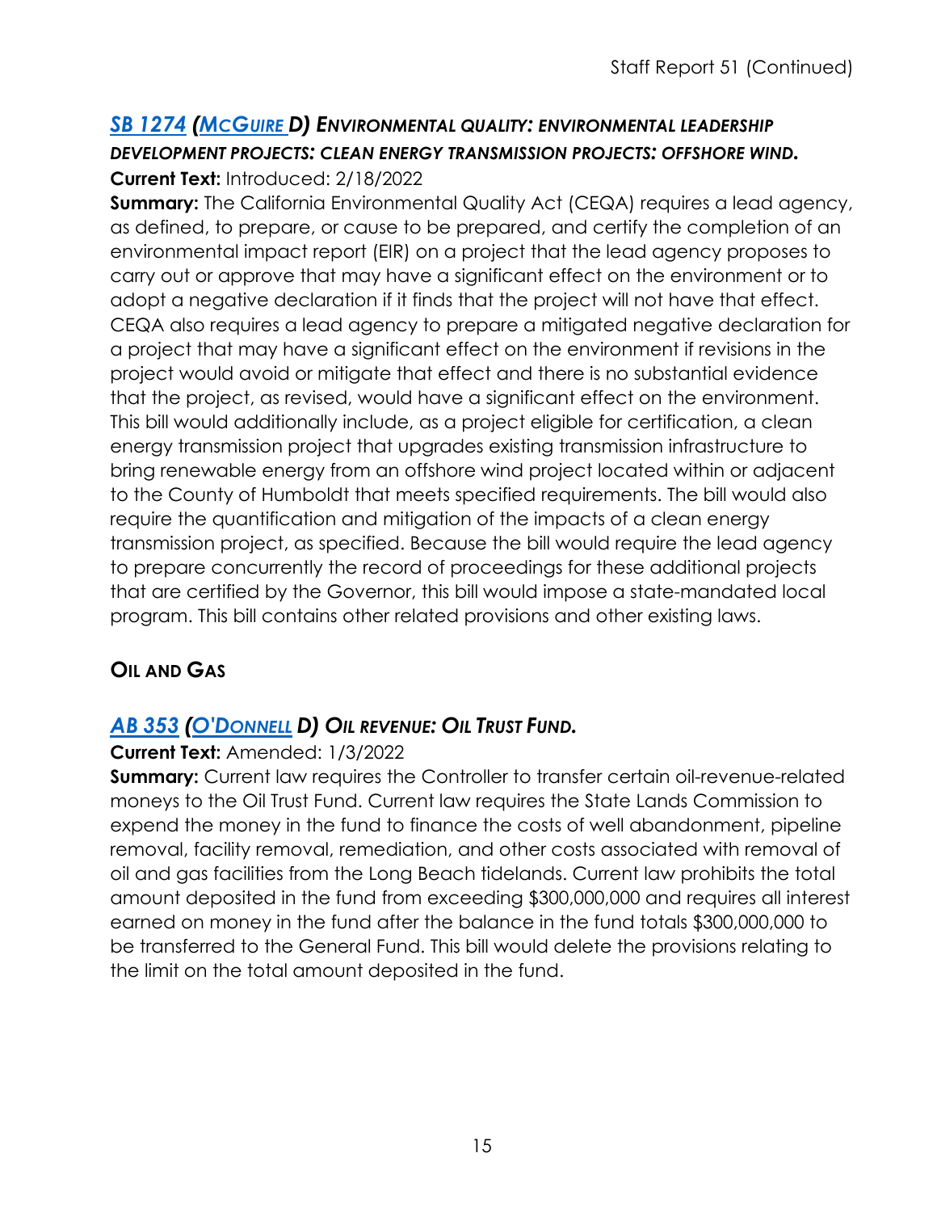### [SB 1274](#) ([McGuire](#) D) *Environmental quality: environmental leadership development projects: clean energy transmission projects: offshore wind.*

**Current Text:** Introduced: 2/18/2022

**Summary:** The California Environmental Quality Act (CEQA) requires a lead agency, as defined, to prepare, or cause to be prepared, and certify the completion of an environmental impact report (EIR) on a project that the lead agency proposes to carry out or approve that may have a significant effect on the environment or to adopt a negative declaration if it finds that the project will not have that effect. CEQA also requires a lead agency to prepare a mitigated negative declaration for a project that may have a significant effect on the environment if revisions in the project would avoid or mitigate that effect and there is no substantial evidence that the project, as revised, would have a significant effect on the environment. This bill would additionally include, as a project eligible for certification, a clean energy transmission project that upgrades existing transmission infrastructure to bring renewable energy from an offshore wind project located within or adjacent to the County of Humboldt that meets specified requirements. The bill would also require the quantification and mitigation of the impacts of a clean energy transmission project, as specified. Because the bill would require the lead agency to prepare concurrently the record of proceedings for these additional projects that are certified by the Governor, this bill would impose a state-mandated local program. This bill contains other related provisions and other existing laws.

## Oil and Gas

### [AB 353](#) ([O'Donnell](#) D) *Oil revenue: Oil Trust Fund.*

**Current Text:** Amended: 1/3/2022

**Summary:** Current law requires the Controller to transfer certain oil-revenue-related moneys to the Oil Trust Fund. Current law requires the State Lands Commission to expend the money in the fund to finance the costs of well abandonment, pipeline removal, facility removal, remediation, and other costs associated with removal of oil and gas facilities from the Long Beach tidelands. Current law prohibits the total amount deposited in the fund from exceeding $300,000,000 and requires all interest earned on money in the fund after the balance in the fund totals $300,000,000 to be transferred to the General Fund. This bill would delete the provisions relating to the limit on the total amount deposited in the fund.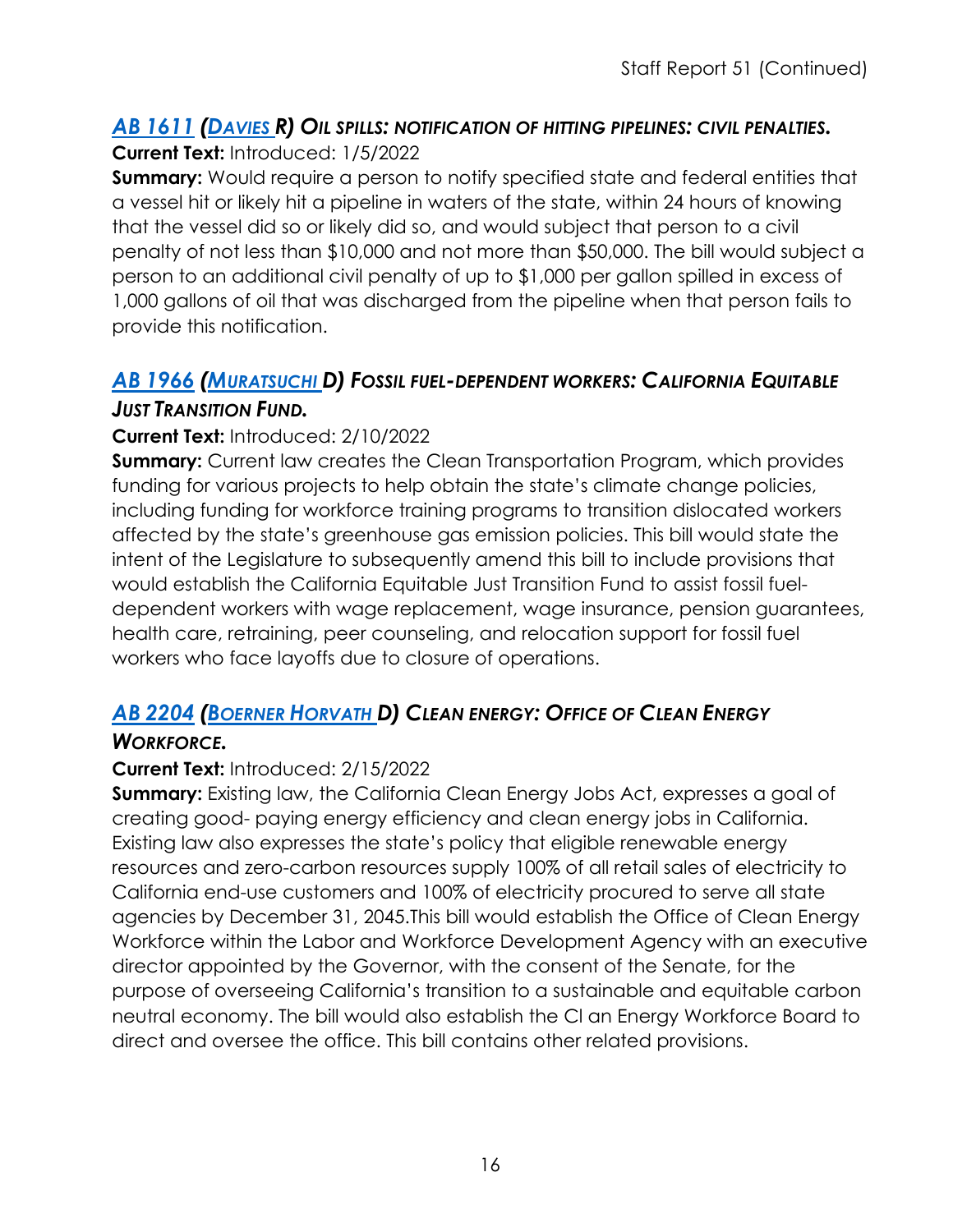### *AB 1611 (DAVIES R) OIL SPILLS: NOTIFICATION OF HITTING PIPELINES: CIVIL PENALTIES.*

**Current Text:** Introduced: 1/5/2022

**Summary:** Would require a person to notify specified state and federal entities that a vessel hit or likely hit a pipeline in waters of the state, within 24 hours of knowing that the vessel did so or likely did so, and would subject that person to a civil penalty of not less than $10,000 and not more than $50,000. The bill would subject a person to an additional civil penalty of up to $1,000 per gallon spilled in excess of 1,000 gallons of oil that was discharged from the pipeline when that person fails to provide this notification.

### *AB 1966 (MURATSUCHI D) FOSSIL FUEL-DEPENDENT WORKERS: CALIFORNIA EQUITABLE JUST TRANSITION FUND.*

**Current Text:** Introduced: 2/10/2022

**Summary:** Current law creates the Clean Transportation Program, which provides funding for various projects to help obtain the state's climate change policies, including funding for workforce training programs to transition dislocated workers affected by the state's greenhouse gas emission policies. This bill would state the intent of the Legislature to subsequently amend this bill to include provisions that would establish the California Equitable Just Transition Fund to assist fossil fuel-dependent workers with wage replacement, wage insurance, pension guarantees, health care, retraining, peer counseling, and relocation support for fossil fuel workers who face layoffs due to closure of operations.

### *AB 2204 (BOERNER HORVATH D) CLEAN ENERGY: OFFICE OF CLEAN ENERGY WORKFORCE.*

**Current Text:** Introduced: 2/15/2022

**Summary:** Existing law, the California Clean Energy Jobs Act, expresses a goal of creating good- paying energy efficiency and clean energy jobs in California. Existing law also expresses the state's policy that eligible renewable energy resources and zero-carbon resources supply 100% of all retail sales of electricity to California end-use customers and 100% of electricity procured to serve all state agencies by December 31, 2045.This bill would establish the Office of Clean Energy Workforce within the Labor and Workforce Development Agency with an executive director appointed by the Governor, with the consent of the Senate, for the purpose of overseeing California's transition to a sustainable and equitable carbon neutral economy. The bill would also establish the Cl an Energy Workforce Board to direct and oversee the office. This bill contains other related provisions.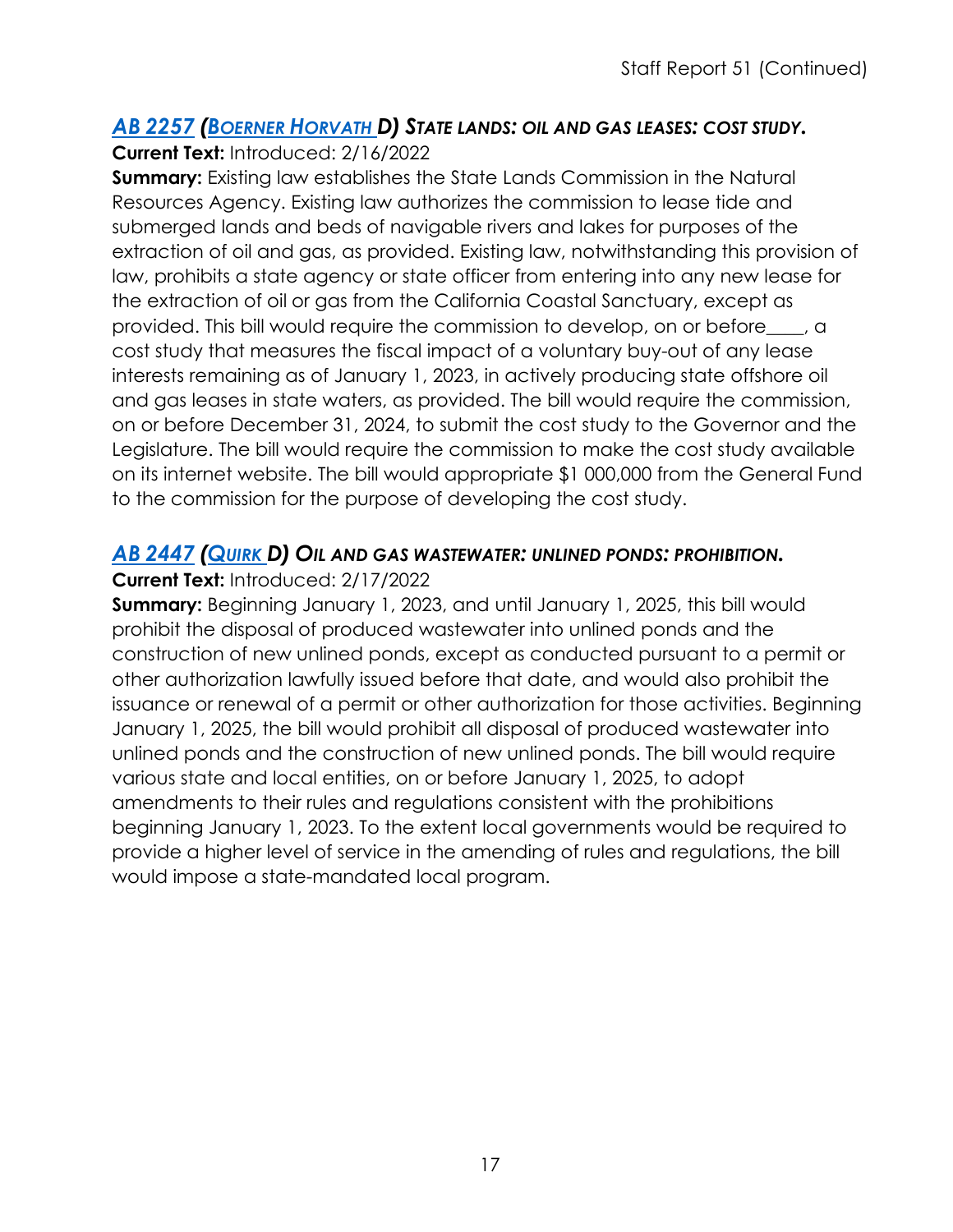### *AB 2257 (BOERNER HORVATH D) STATE LANDS: OIL AND GAS LEASES: COST STUDY.*

**Current Text:** Introduced: 2/16/2022

**Summary:** Existing law establishes the State Lands Commission in the Natural Resources Agency. Existing law authorizes the commission to lease tide and submerged lands and beds of navigable rivers and lakes for purposes of the extraction of oil and gas, as provided. Existing law, notwithstanding this provision of law, prohibits a state agency or state officer from entering into any new lease for the extraction of oil or gas from the California Coastal Sanctuary, except as provided. This bill would require the commission to develop, on or before____, a cost study that measures the fiscal impact of a voluntary buy-out of any lease interests remaining as of January 1, 2023, in actively producing state offshore oil and gas leases in state waters, as provided. The bill would require the commission, on or before December 31, 2024, to submit the cost study to the Governor and the Legislature. The bill would require the commission to make the cost study available on its internet website. The bill would appropriate $1 000,000 from the General Fund to the commission for the purpose of developing the cost study.

### *AB 2447 (QUIRK D) OIL AND GAS WASTEWATER: UNLINED PONDS: PROHIBITION.*

**Current Text:** Introduced: 2/17/2022

**Summary:** Beginning January 1, 2023, and until January 1, 2025, this bill would prohibit the disposal of produced wastewater into unlined ponds and the construction of new unlined ponds, except as conducted pursuant to a permit or other authorization lawfully issued before that date, and would also prohibit the issuance or renewal of a permit or other authorization for those activities. Beginning January 1, 2025, the bill would prohibit all disposal of produced wastewater into unlined ponds and the construction of new unlined ponds. The bill would require various state and local entities, on or before January 1, 2025, to adopt amendments to their rules and regulations consistent with the prohibitions beginning January 1, 2023. To the extent local governments would be required to provide a higher level of service in the amending of rules and regulations, the bill would impose a state-mandated local program.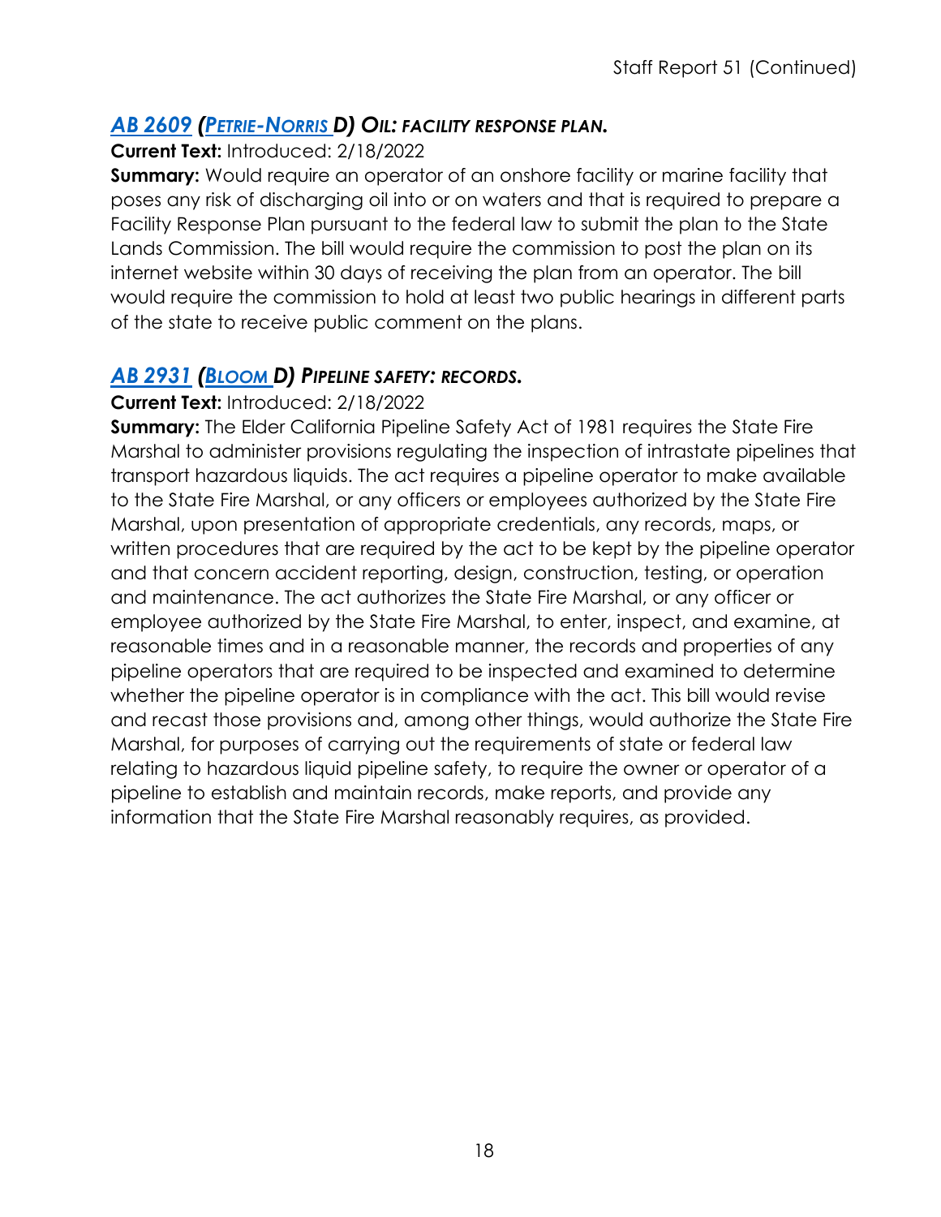## ***AB 2609 (Petrie-Norris D) Oil: facility response plan.***

**Current Text:** Introduced: 2/18/2022

**Summary:** Would require an operator of an onshore facility or marine facility that poses any risk of discharging oil into or on waters and that is required to prepare a Facility Response Plan pursuant to the federal law to submit the plan to the State Lands Commission. The bill would require the commission to post the plan on its internet website within 30 days of receiving the plan from an operator. The bill would require the commission to hold at least two public hearings in different parts of the state to receive public comment on the plans.

## ***AB 2931 (Bloom D) Pipeline safety: records.***

**Current Text:** Introduced: 2/18/2022

**Summary:** The Elder California Pipeline Safety Act of 1981 requires the State Fire Marshal to administer provisions regulating the inspection of intrastate pipelines that transport hazardous liquids. The act requires a pipeline operator to make available to the State Fire Marshal, or any officers or employees authorized by the State Fire Marshal, upon presentation of appropriate credentials, any records, maps, or written procedures that are required by the act to be kept by the pipeline operator and that concern accident reporting, design, construction, testing, or operation and maintenance. The act authorizes the State Fire Marshal, or any officer or employee authorized by the State Fire Marshal, to enter, inspect, and examine, at reasonable times and in a reasonable manner, the records and properties of any pipeline operators that are required to be inspected and examined to determine whether the pipeline operator is in compliance with the act. This bill would revise and recast those provisions and, among other things, would authorize the State Fire Marshal, for purposes of carrying out the requirements of state or federal law relating to hazardous liquid pipeline safety, to require the owner or operator of a pipeline to establish and maintain records, make reports, and provide any information that the State Fire Marshal reasonably requires, as provided.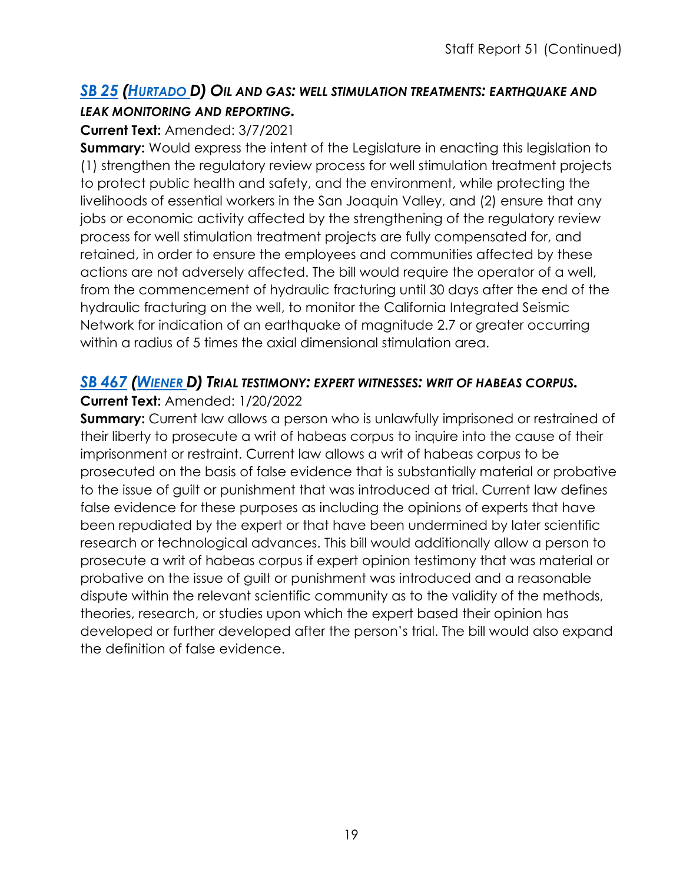### *SB 25 (HURTADO D) OIL AND GAS: WELL STIMULATION TREATMENTS: EARTHQUAKE AND LEAK MONITORING AND REPORTING.*

**Current Text:** Amended: 3/7/2021

**Summary:** Would express the intent of the Legislature in enacting this legislation to (1) strengthen the regulatory review process for well stimulation treatment projects to protect public health and safety, and the environment, while protecting the livelihoods of essential workers in the San Joaquin Valley, and (2) ensure that any jobs or economic activity affected by the strengthening of the regulatory review process for well stimulation treatment projects are fully compensated for, and retained, in order to ensure the employees and communities affected by these actions are not adversely affected. The bill would require the operator of a well, from the commencement of hydraulic fracturing until 30 days after the end of the hydraulic fracturing on the well, to monitor the California Integrated Seismic Network for indication of an earthquake of magnitude 2.7 or greater occurring within a radius of 5 times the axial dimensional stimulation area.

### *SB 467 (WIENER D) TRIAL TESTIMONY: EXPERT WITNESSES: WRIT OF HABEAS CORPUS.*

**Current Text:** Amended: 1/20/2022

**Summary:** Current law allows a person who is unlawfully imprisoned or restrained of their liberty to prosecute a writ of habeas corpus to inquire into the cause of their imprisonment or restraint. Current law allows a writ of habeas corpus to be prosecuted on the basis of false evidence that is substantially material or probative to the issue of guilt or punishment that was introduced at trial. Current law defines false evidence for these purposes as including the opinions of experts that have been repudiated by the expert or that have been undermined by later scientific research or technological advances. This bill would additionally allow a person to prosecute a writ of habeas corpus if expert opinion testimony that was material or probative on the issue of guilt or punishment was introduced and a reasonable dispute within the relevant scientific community as to the validity of the methods, theories, research, or studies upon which the expert based their opinion has developed or further developed after the person's trial. The bill would also expand the definition of false evidence.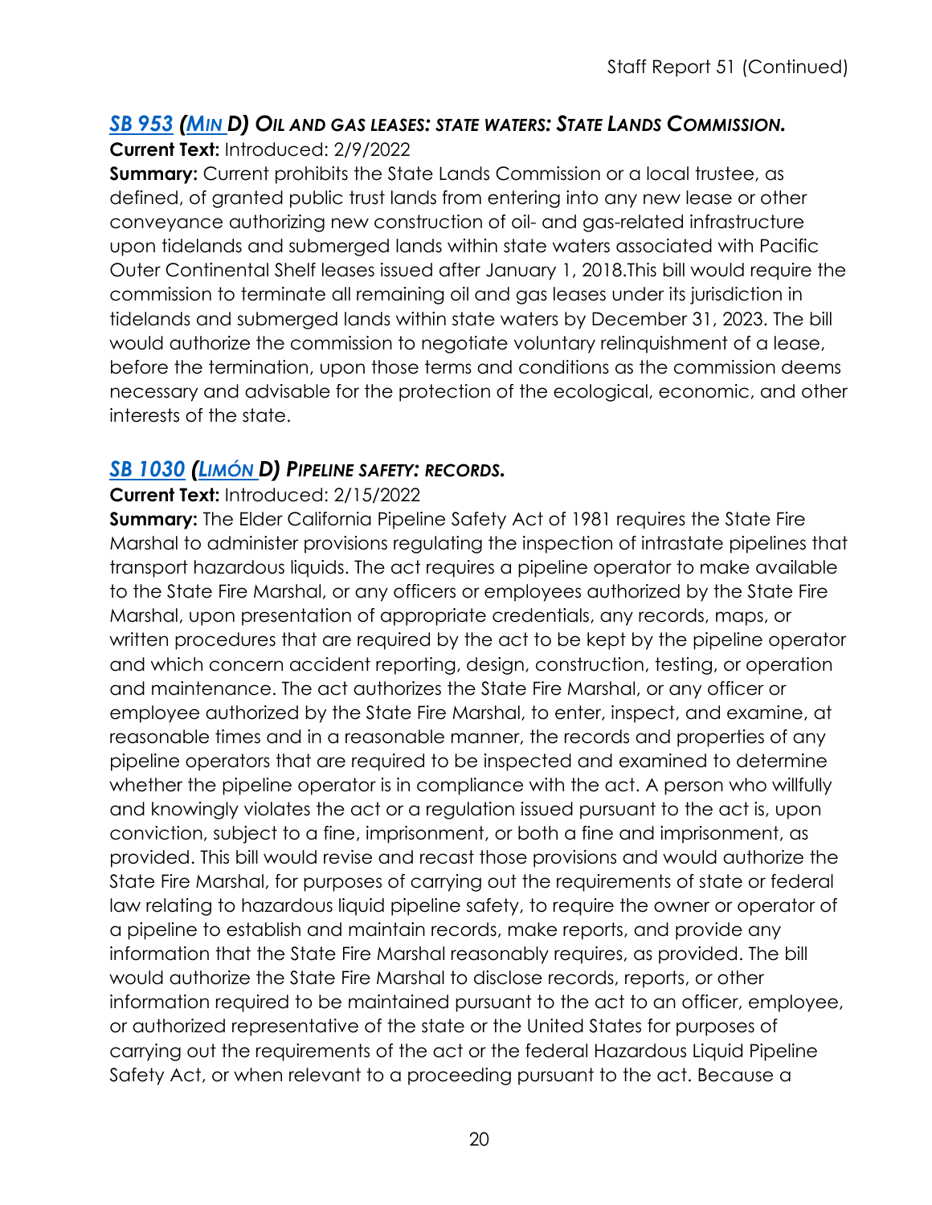### *SB 953 (MIN D) OIL AND GAS LEASES: STATE WATERS: STATE LANDS COMMISSION.*

**Current Text:** Introduced: 2/9/2022

**Summary:** Current prohibits the State Lands Commission or a local trustee, as defined, of granted public trust lands from entering into any new lease or other conveyance authorizing new construction of oil- and gas-related infrastructure upon tidelands and submerged lands within state waters associated with Pacific Outer Continental Shelf leases issued after January 1, 2018.This bill would require the commission to terminate all remaining oil and gas leases under its jurisdiction in tidelands and submerged lands within state waters by December 31, 2023. The bill would authorize the commission to negotiate voluntary relinquishment of a lease, before the termination, upon those terms and conditions as the commission deems necessary and advisable for the protection of the ecological, economic, and other interests of the state.

### *SB 1030 (LIMÓN D) PIPELINE SAFETY: RECORDS.*

**Current Text:** Introduced: 2/15/2022

**Summary:** The Elder California Pipeline Safety Act of 1981 requires the State Fire Marshal to administer provisions regulating the inspection of intrastate pipelines that transport hazardous liquids. The act requires a pipeline operator to make available to the State Fire Marshal, or any officers or employees authorized by the State Fire Marshal, upon presentation of appropriate credentials, any records, maps, or written procedures that are required by the act to be kept by the pipeline operator and which concern accident reporting, design, construction, testing, or operation and maintenance. The act authorizes the State Fire Marshal, or any officer or employee authorized by the State Fire Marshal, to enter, inspect, and examine, at reasonable times and in a reasonable manner, the records and properties of any pipeline operators that are required to be inspected and examined to determine whether the pipeline operator is in compliance with the act. A person who willfully and knowingly violates the act or a regulation issued pursuant to the act is, upon conviction, subject to a fine, imprisonment, or both a fine and imprisonment, as provided. This bill would revise and recast those provisions and would authorize the State Fire Marshal, for purposes of carrying out the requirements of state or federal law relating to hazardous liquid pipeline safety, to require the owner or operator of a pipeline to establish and maintain records, make reports, and provide any information that the State Fire Marshal reasonably requires, as provided. The bill would authorize the State Fire Marshal to disclose records, reports, or other information required to be maintained pursuant to the act to an officer, employee, or authorized representative of the state or the United States for purposes of carrying out the requirements of the act or the federal Hazardous Liquid Pipeline Safety Act, or when relevant to a proceeding pursuant to the act. Because a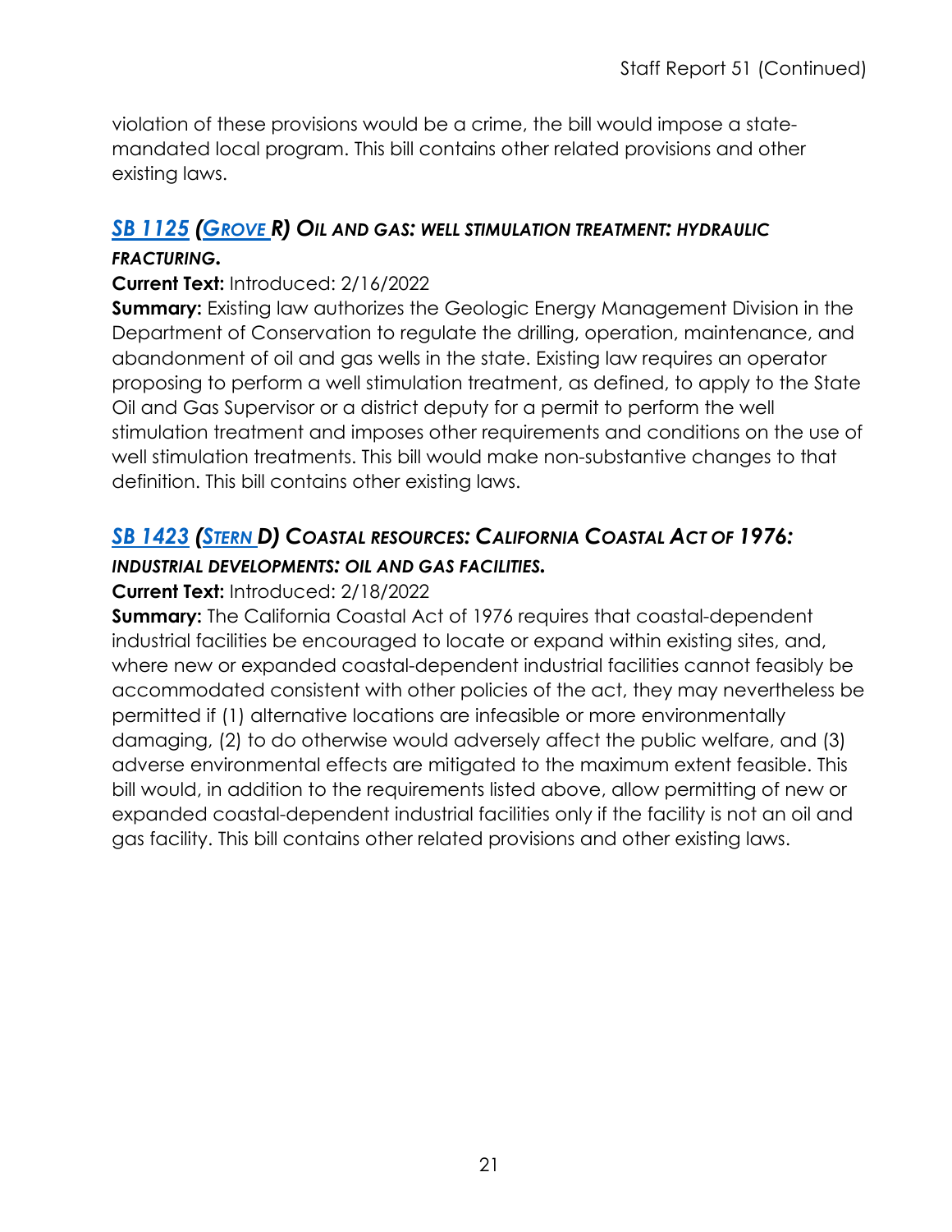violation of these provisions would be a crime, the bill would impose a state-mandated local program. This bill contains other related provisions and other existing laws.

### *SB 1125 (GROVE R) OIL AND GAS: WELL STIMULATION TREATMENT: HYDRAULIC FRACTURING.*

**Current Text:** Introduced: 2/16/2022

**Summary:** Existing law authorizes the Geologic Energy Management Division in the Department of Conservation to regulate the drilling, operation, maintenance, and abandonment of oil and gas wells in the state. Existing law requires an operator proposing to perform a well stimulation treatment, as defined, to apply to the State Oil and Gas Supervisor or a district deputy for a permit to perform the well stimulation treatment and imposes other requirements and conditions on the use of well stimulation treatments. This bill would make non-substantive changes to that definition. This bill contains other existing laws.

### *SB 1423 (STERN D) COASTAL RESOURCES: CALIFORNIA COASTAL ACT OF 1976: INDUSTRIAL DEVELOPMENTS: OIL AND GAS FACILITIES.*

**Current Text:** Introduced: 2/18/2022

**Summary:** The California Coastal Act of 1976 requires that coastal-dependent industrial facilities be encouraged to locate or expand within existing sites, and, where new or expanded coastal-dependent industrial facilities cannot feasibly be accommodated consistent with other policies of the act, they may nevertheless be permitted if (1) alternative locations are infeasible or more environmentally damaging, (2) to do otherwise would adversely affect the public welfare, and (3) adverse environmental effects are mitigated to the maximum extent feasible. This bill would, in addition to the requirements listed above, allow permitting of new or expanded coastal-dependent industrial facilities only if the facility is not an oil and gas facility. This bill contains other related provisions and other existing laws.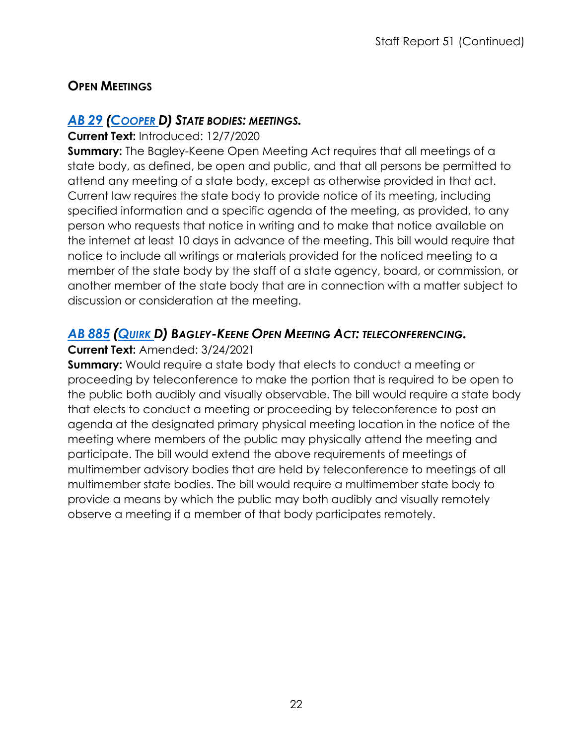## OPEN MEETINGS

### *AB 29 (COOPER D) STATE BODIES: MEETINGS.*

**Current Text:** Introduced: 12/7/2020

**Summary:** The Bagley-Keene Open Meeting Act requires that all meetings of a state body, as defined, be open and public, and that all persons be permitted to attend any meeting of a state body, except as otherwise provided in that act. Current law requires the state body to provide notice of its meeting, including specified information and a specific agenda of the meeting, as provided, to any person who requests that notice in writing and to make that notice available on the internet at least 10 days in advance of the meeting. This bill would require that notice to include all writings or materials provided for the noticed meeting to a member of the state body by the staff of a state agency, board, or commission, or another member of the state body that are in connection with a matter subject to discussion or consideration at the meeting.

### *AB 885 (QUIRK D) BAGLEY-KEENE OPEN MEETING ACT: TELECONFERENCING.*

**Current Text:** Amended: 3/24/2021

**Summary:** Would require a state body that elects to conduct a meeting or proceeding by teleconference to make the portion that is required to be open to the public both audibly and visually observable. The bill would require a state body that elects to conduct a meeting or proceeding by teleconference to post an agenda at the designated primary physical meeting location in the notice of the meeting where members of the public may physically attend the meeting and participate. The bill would extend the above requirements of meetings of multimember advisory bodies that are held by teleconference to meetings of all multimember state bodies. The bill would require a multimember state body to provide a means by which the public may both audibly and visually remotely observe a meeting if a member of that body participates remotely.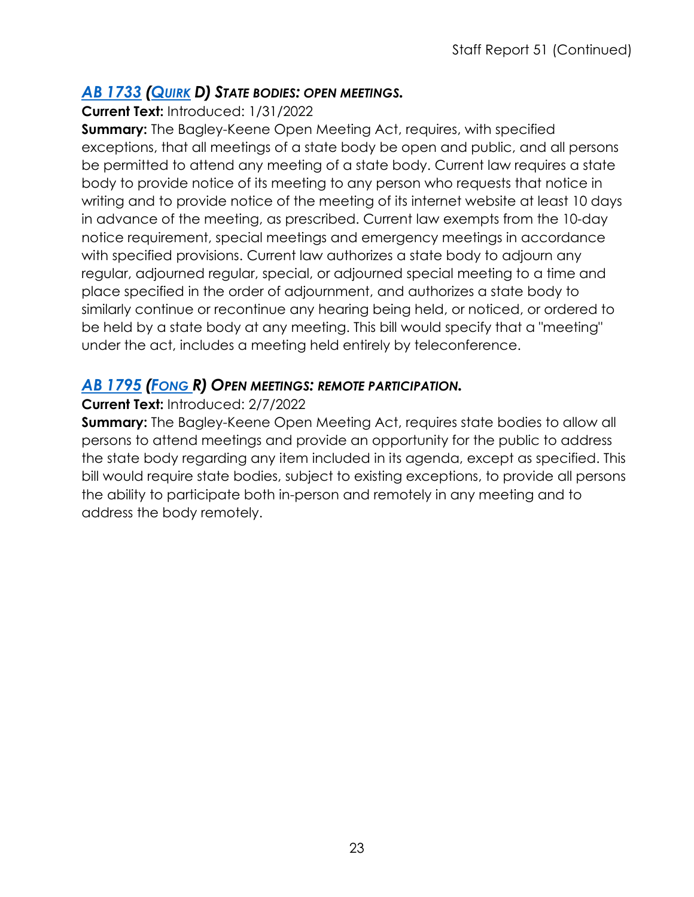## *[AB 1733](#) ([Quirk](#) D) State bodies: open meetings.*

**Current Text:** Introduced: 1/31/2022

**Summary:** The Bagley-Keene Open Meeting Act, requires, with specified exceptions, that all meetings of a state body be open and public, and all persons be permitted to attend any meeting of a state body. Current law requires a state body to provide notice of its meeting to any person who requests that notice in writing and to provide notice of the meeting of its internet website at least 10 days in advance of the meeting, as prescribed. Current law exempts from the 10-day notice requirement, special meetings and emergency meetings in accordance with specified provisions. Current law authorizes a state body to adjourn any regular, adjourned regular, special, or adjourned special meeting to a time and place specified in the order of adjournment, and authorizes a state body to similarly continue or recontinue any hearing being held, or noticed, or ordered to be held by a state body at any meeting. This bill would specify that a "meeting" under the act, includes a meeting held entirely by teleconference.

## *[AB 1795](#) ([Fong](#) R) Open meetings: remote participation.*

**Current Text:** Introduced: 2/7/2022

**Summary:** The Bagley-Keene Open Meeting Act, requires state bodies to allow all persons to attend meetings and provide an opportunity for the public to address the state body regarding any item included in its agenda, except as specified. This bill would require state bodies, subject to existing exceptions, to provide all persons the ability to participate both in-person and remotely in any meeting and to address the body remotely.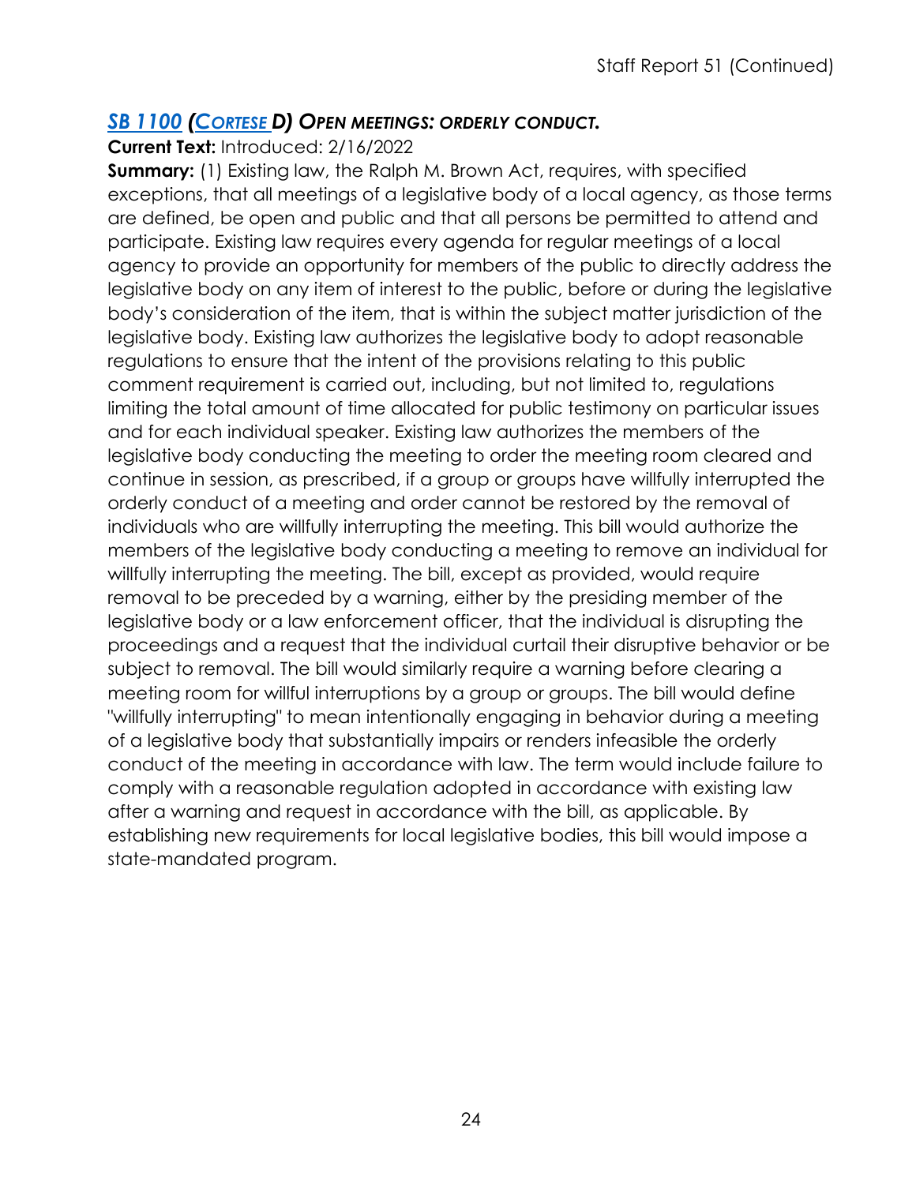## *SB 1100 (CORTESE D) OPEN MEETINGS: ORDERLY CONDUCT.*

**Current Text:** Introduced: 2/16/2022

**Summary:** (1) Existing law, the Ralph M. Brown Act, requires, with specified exceptions, that all meetings of a legislative body of a local agency, as those terms are defined, be open and public and that all persons be permitted to attend and participate. Existing law requires every agenda for regular meetings of a local agency to provide an opportunity for members of the public to directly address the legislative body on any item of interest to the public, before or during the legislative body's consideration of the item, that is within the subject matter jurisdiction of the legislative body. Existing law authorizes the legislative body to adopt reasonable regulations to ensure that the intent of the provisions relating to this public comment requirement is carried out, including, but not limited to, regulations limiting the total amount of time allocated for public testimony on particular issues and for each individual speaker. Existing law authorizes the members of the legislative body conducting the meeting to order the meeting room cleared and continue in session, as prescribed, if a group or groups have willfully interrupted the orderly conduct of a meeting and order cannot be restored by the removal of individuals who are willfully interrupting the meeting. This bill would authorize the members of the legislative body conducting a meeting to remove an individual for willfully interrupting the meeting. The bill, except as provided, would require removal to be preceded by a warning, either by the presiding member of the legislative body or a law enforcement officer, that the individual is disrupting the proceedings and a request that the individual curtail their disruptive behavior or be subject to removal. The bill would similarly require a warning before clearing a meeting room for willful interruptions by a group or groups. The bill would define "willfully interrupting" to mean intentionally engaging in behavior during a meeting of a legislative body that substantially impairs or renders infeasible the orderly conduct of the meeting in accordance with law. The term would include failure to comply with a reasonable regulation adopted in accordance with existing law after a warning and request in accordance with the bill, as applicable. By establishing new requirements for local legislative bodies, this bill would impose a state-mandated program.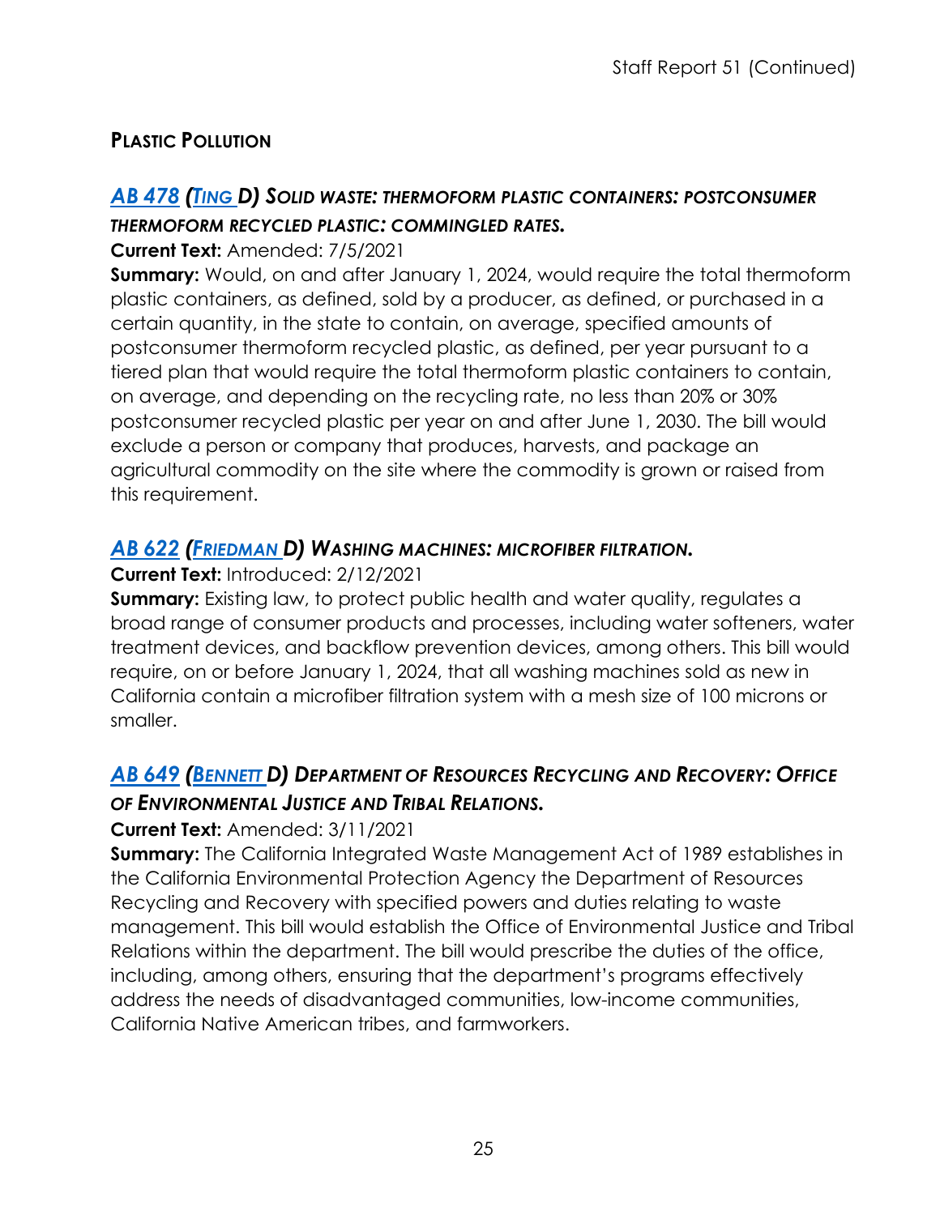## Plastic Pollution

### *AB 478 (Ting D) Solid waste: thermoform plastic containers: postconsumer thermoform recycled plastic: commingled rates.*

**Current Text:** Amended: 7/5/2021

**Summary:** Would, on and after January 1, 2024, would require the total thermoform plastic containers, as defined, sold by a producer, as defined, or purchased in a certain quantity, in the state to contain, on average, specified amounts of postconsumer thermoform recycled plastic, as defined, per year pursuant to a tiered plan that would require the total thermoform plastic containers to contain, on average, and depending on the recycling rate, no less than 20% or 30% postconsumer recycled plastic per year on and after June 1, 2030. The bill would exclude a person or company that produces, harvests, and package an agricultural commodity on the site where the commodity is grown or raised from this requirement.

### *AB 622 (Friedman D) Washing machines: microfiber filtration.*

**Current Text:** Introduced: 2/12/2021

**Summary:** Existing law, to protect public health and water quality, regulates a broad range of consumer products and processes, including water softeners, water treatment devices, and backflow prevention devices, among others. This bill would require, on or before January 1, 2024, that all washing machines sold as new in California contain a microfiber filtration system with a mesh size of 100 microns or smaller.

### *AB 649 (Bennett D) Department of Resources Recycling and Recovery: Office of Environmental Justice and Tribal Relations.*

**Current Text:** Amended: 3/11/2021

**Summary:** The California Integrated Waste Management Act of 1989 establishes in the California Environmental Protection Agency the Department of Resources Recycling and Recovery with specified powers and duties relating to waste management. This bill would establish the Office of Environmental Justice and Tribal Relations within the department. The bill would prescribe the duties of the office, including, among others, ensuring that the department's programs effectively address the needs of disadvantaged communities, low-income communities, California Native American tribes, and farmworkers.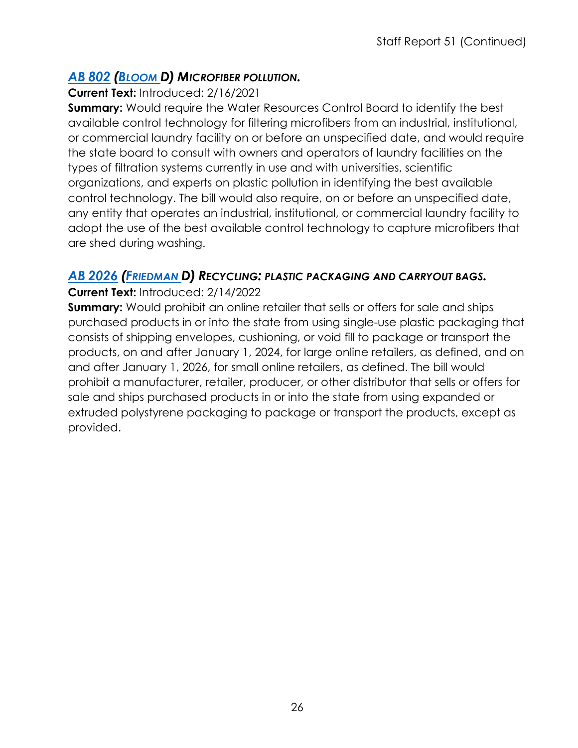### *[AB 802](#) ([Bloom](#) D) Microfiber pollution.*

**Current Text:** Introduced: 2/16/2021

**Summary:** Would require the Water Resources Control Board to identify the best available control technology for filtering microfibers from an industrial, institutional, or commercial laundry facility on or before an unspecified date, and would require the state board to consult with owners and operators of laundry facilities on the types of filtration systems currently in use and with universities, scientific organizations, and experts on plastic pollution in identifying the best available control technology. The bill would also require, on or before an unspecified date, any entity that operates an industrial, institutional, or commercial laundry facility to adopt the use of the best available control technology to capture microfibers that are shed during washing.

### *[AB 2026](#) ([Friedman](#) D) Recycling: plastic packaging and carryout bags.*

**Current Text:** Introduced: 2/14/2022

**Summary:** Would prohibit an online retailer that sells or offers for sale and ships purchased products in or into the state from using single-use plastic packaging that consists of shipping envelopes, cushioning, or void fill to package or transport the products, on and after January 1, 2024, for large online retailers, as defined, and on and after January 1, 2026, for small online retailers, as defined. The bill would prohibit a manufacturer, retailer, producer, or other distributor that sells or offers for sale and ships purchased products in or into the state from using expanded or extruded polystyrene packaging to package or transport the products, except as provided.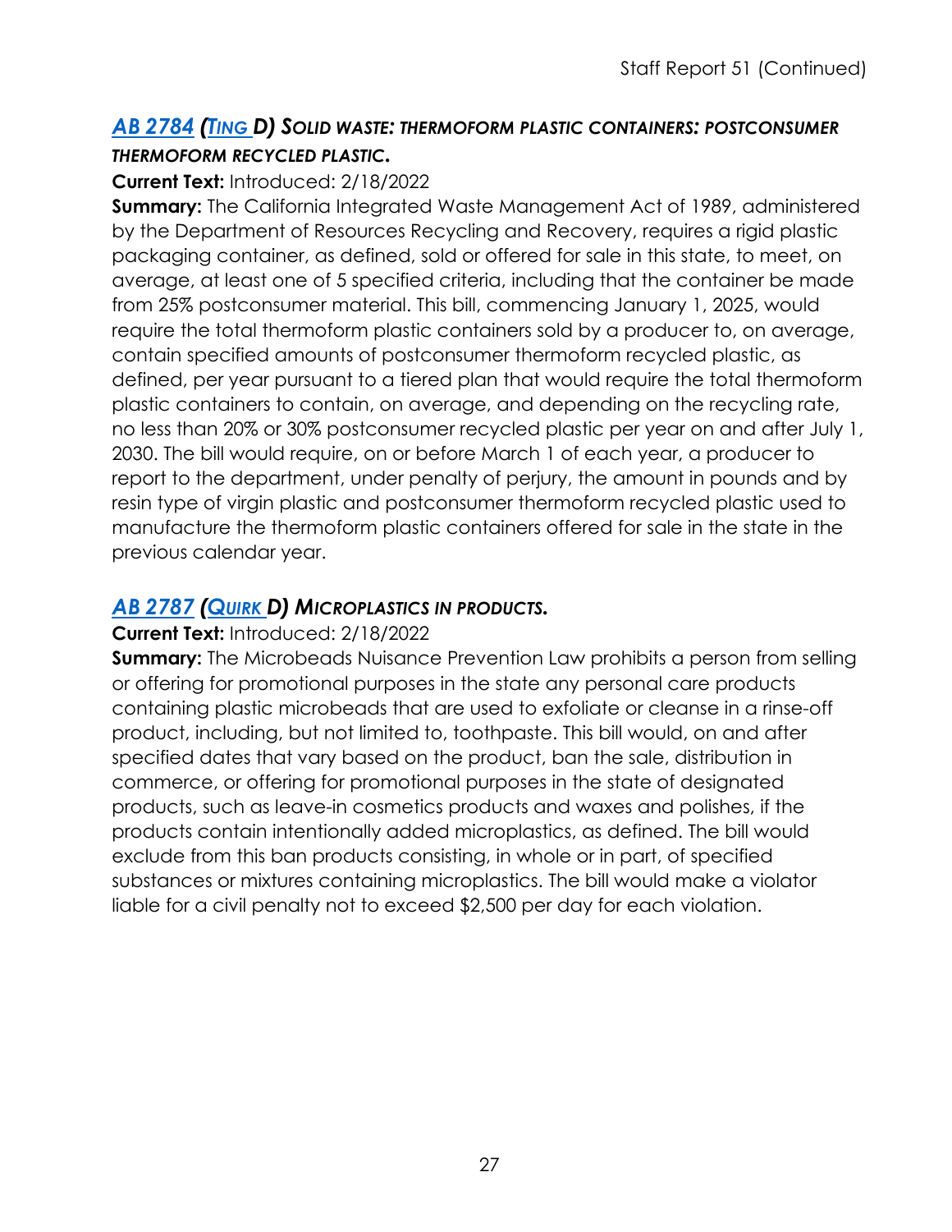## [AB 2784](#) ([Ting](#) D) *SOLID WASTE: THERMOFORM PLASTIC CONTAINERS: POSTCONSUMER THERMOFORM RECYCLED PLASTIC.*

**Current Text:** Introduced: 2/18/2022

**Summary:** The California Integrated Waste Management Act of 1989, administered by the Department of Resources Recycling and Recovery, requires a rigid plastic packaging container, as defined, sold or offered for sale in this state, to meet, on average, at least one of 5 specified criteria, including that the container be made from 25% postconsumer material. This bill, commencing January 1, 2025, would require the total thermoform plastic containers sold by a producer to, on average, contain specified amounts of postconsumer thermoform recycled plastic, as defined, per year pursuant to a tiered plan that would require the total thermoform plastic containers to contain, on average, and depending on the recycling rate, no less than 20% or 30% postconsumer recycled plastic per year on and after July 1, 2030. The bill would require, on or before March 1 of each year, a producer to report to the department, under penalty of perjury, the amount in pounds and by resin type of virgin plastic and postconsumer thermoform recycled plastic used to manufacture the thermoform plastic containers offered for sale in the state in the previous calendar year.

## [AB 2787](#) ([Quirk](#) D) *MICROPLASTICS IN PRODUCTS.*

**Current Text:** Introduced: 2/18/2022

**Summary:** The Microbeads Nuisance Prevention Law prohibits a person from selling or offering for promotional purposes in the state any personal care products containing plastic microbeads that are used to exfoliate or cleanse in a rinse-off product, including, but not limited to, toothpaste. This bill would, on and after specified dates that vary based on the product, ban the sale, distribution in commerce, or offering for promotional purposes in the state of designated products, such as leave-in cosmetics products and waxes and polishes, if the products contain intentionally added microplastics, as defined. The bill would exclude from this ban products consisting, in whole or in part, of specified substances or mixtures containing microplastics. The bill would make a violator liable for a civil penalty not to exceed $2,500 per day for each violation.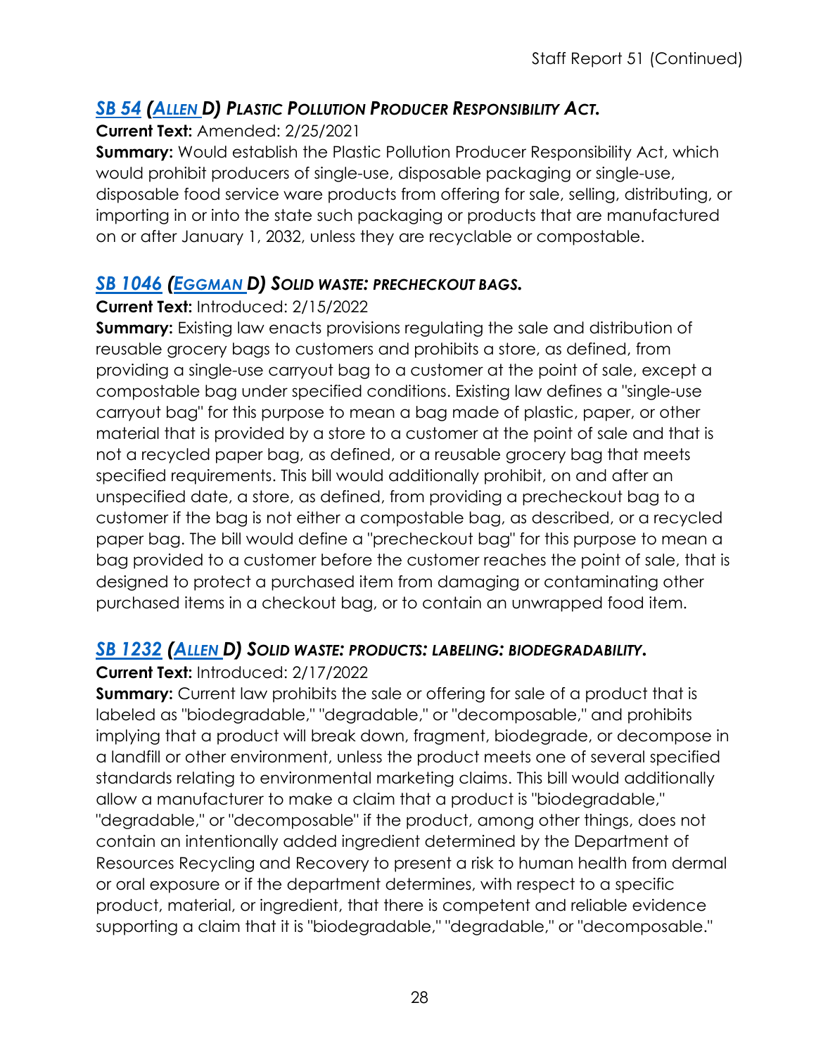### ***SB 54 (ALLEN D) PLASTIC POLLUTION PRODUCER RESPONSIBILITY ACT.***

**Current Text:** Amended: 2/25/2021

**Summary:** Would establish the Plastic Pollution Producer Responsibility Act, which would prohibit producers of single-use, disposable packaging or single-use, disposable food service ware products from offering for sale, selling, distributing, or importing in or into the state such packaging or products that are manufactured on or after January 1, 2032, unless they are recyclable or compostable.

### ***SB 1046 (EGGMAN D) SOLID WASTE: PRECHECKOUT BAGS.***

**Current Text:** Introduced: 2/15/2022

**Summary:** Existing law enacts provisions regulating the sale and distribution of reusable grocery bags to customers and prohibits a store, as defined, from providing a single-use carryout bag to a customer at the point of sale, except a compostable bag under specified conditions. Existing law defines a "single-use carryout bag" for this purpose to mean a bag made of plastic, paper, or other material that is provided by a store to a customer at the point of sale and that is not a recycled paper bag, as defined, or a reusable grocery bag that meets specified requirements. This bill would additionally prohibit, on and after an unspecified date, a store, as defined, from providing a precheckout bag to a customer if the bag is not either a compostable bag, as described, or a recycled paper bag. The bill would define a "precheckout bag" for this purpose to mean a bag provided to a customer before the customer reaches the point of sale, that is designed to protect a purchased item from damaging or contaminating other purchased items in a checkout bag, or to contain an unwrapped food item.

### ***SB 1232 (ALLEN D) SOLID WASTE: PRODUCTS: LABELING: BIODEGRADABILITY.***

**Current Text:** Introduced: 2/17/2022

**Summary:** Current law prohibits the sale or offering for sale of a product that is labeled as "biodegradable," "degradable," or "decomposable," and prohibits implying that a product will break down, fragment, biodegrade, or decompose in a landfill or other environment, unless the product meets one of several specified standards relating to environmental marketing claims. This bill would additionally allow a manufacturer to make a claim that a product is "biodegradable," "degradable," or "decomposable" if the product, among other things, does not contain an intentionally added ingredient determined by the Department of Resources Recycling and Recovery to present a risk to human health from dermal or oral exposure or if the department determines, with respect to a specific product, material, or ingredient, that there is competent and reliable evidence supporting a claim that it is "biodegradable," "degradable," or "decomposable."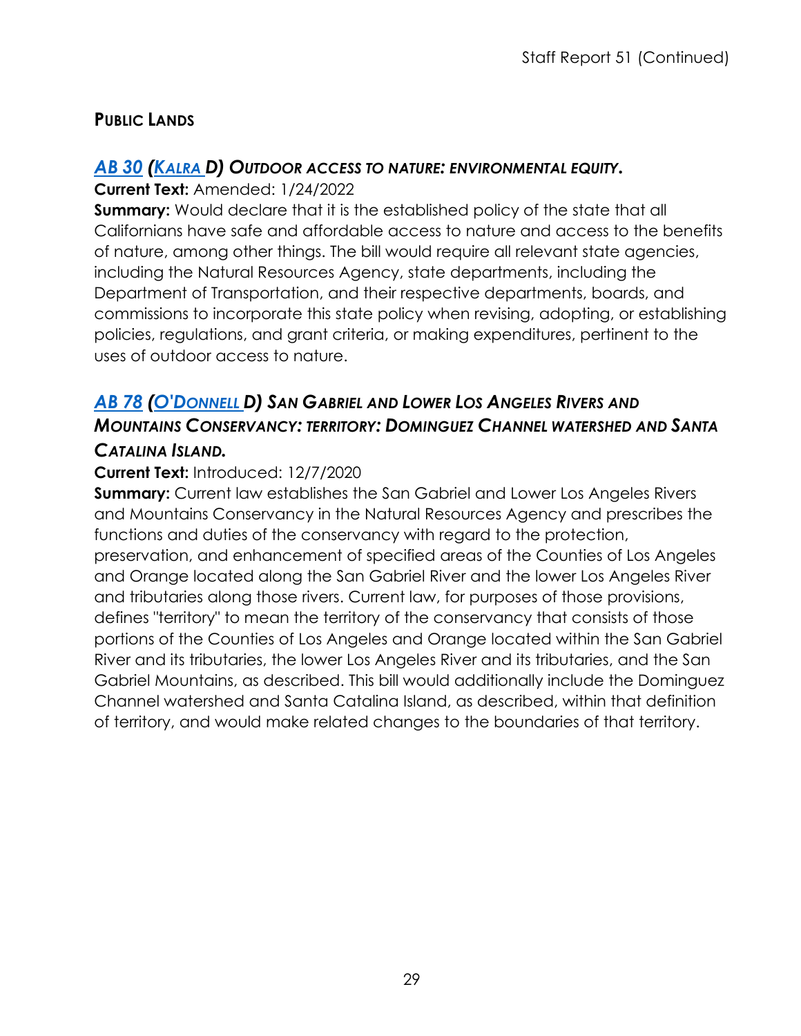## PUBLIC LANDS

### *AB 30 (KALRA D) OUTDOOR ACCESS TO NATURE: ENVIRONMENTAL EQUITY.*

**Current Text:** Amended: 1/24/2022

**Summary:** Would declare that it is the established policy of the state that all Californians have safe and affordable access to nature and access to the benefits of nature, among other things. The bill would require all relevant state agencies, including the Natural Resources Agency, state departments, including the Department of Transportation, and their respective departments, boards, and commissions to incorporate this state policy when revising, adopting, or establishing policies, regulations, and grant criteria, or making expenditures, pertinent to the uses of outdoor access to nature.

### *AB 78 (O'DONNELL D) SAN GABRIEL AND LOWER LOS ANGELES RIVERS AND MOUNTAINS CONSERVANCY: TERRITORY: DOMINGUEZ CHANNEL WATERSHED AND SANTA CATALINA ISLAND.*

**Current Text:** Introduced: 12/7/2020

**Summary:** Current law establishes the San Gabriel and Lower Los Angeles Rivers and Mountains Conservancy in the Natural Resources Agency and prescribes the functions and duties of the conservancy with regard to the protection, preservation, and enhancement of specified areas of the Counties of Los Angeles and Orange located along the San Gabriel River and the lower Los Angeles River and tributaries along those rivers. Current law, for purposes of those provisions, defines "territory" to mean the territory of the conservancy that consists of those portions of the Counties of Los Angeles and Orange located within the San Gabriel River and its tributaries, the lower Los Angeles River and its tributaries, and the San Gabriel Mountains, as described. This bill would additionally include the Dominguez Channel watershed and Santa Catalina Island, as described, within that definition of territory, and would make related changes to the boundaries of that territory.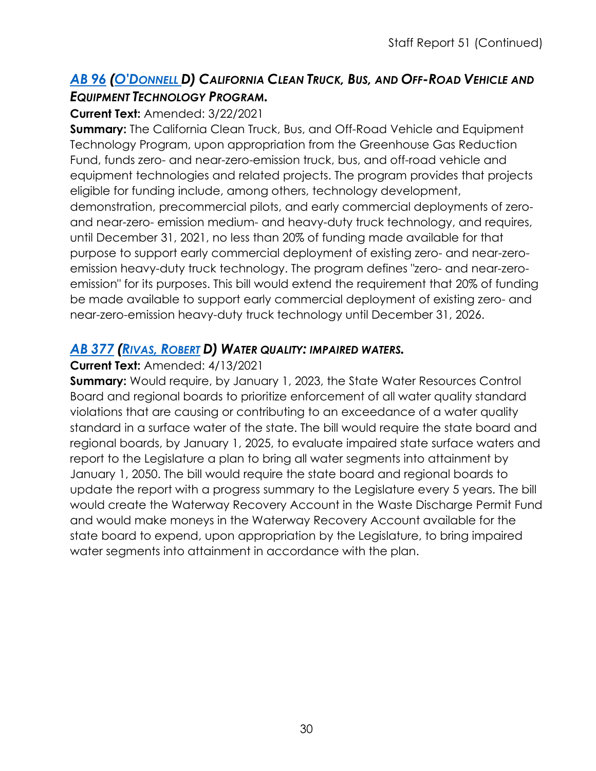### *AB 96 (O'DONNELL D) CALIFORNIA CLEAN TRUCK, BUS, AND OFF-ROAD VEHICLE AND EQUIPMENT TECHNOLOGY PROGRAM.*

**Current Text:** Amended: 3/22/2021

**Summary:** The California Clean Truck, Bus, and Off-Road Vehicle and Equipment Technology Program, upon appropriation from the Greenhouse Gas Reduction Fund, funds zero- and near-zero-emission truck, bus, and off-road vehicle and equipment technologies and related projects. The program provides that projects eligible for funding include, among others, technology development, demonstration, precommercial pilots, and early commercial deployments of zero- and near-zero- emission medium- and heavy-duty truck technology, and requires, until December 31, 2021, no less than 20% of funding made available for that purpose to support early commercial deployment of existing zero- and near-zero-emission heavy-duty truck technology. The program defines "zero- and near-zero-emission" for its purposes. This bill would extend the requirement that 20% of funding be made available to support early commercial deployment of existing zero- and near-zero-emission heavy-duty truck technology until December 31, 2026.

### *AB 377 (RIVAS, ROBERT D) WATER QUALITY: IMPAIRED WATERS.*

**Current Text:** Amended: 4/13/2021

**Summary:** Would require, by January 1, 2023, the State Water Resources Control Board and regional boards to prioritize enforcement of all water quality standard violations that are causing or contributing to an exceedance of a water quality standard in a surface water of the state. The bill would require the state board and regional boards, by January 1, 2025, to evaluate impaired state surface waters and report to the Legislature a plan to bring all water segments into attainment by January 1, 2050. The bill would require the state board and regional boards to update the report with a progress summary to the Legislature every 5 years. The bill would create the Waterway Recovery Account in the Waste Discharge Permit Fund and would make moneys in the Waterway Recovery Account available for the state board to expend, upon appropriation by the Legislature, to bring impaired water segments into attainment in accordance with the plan.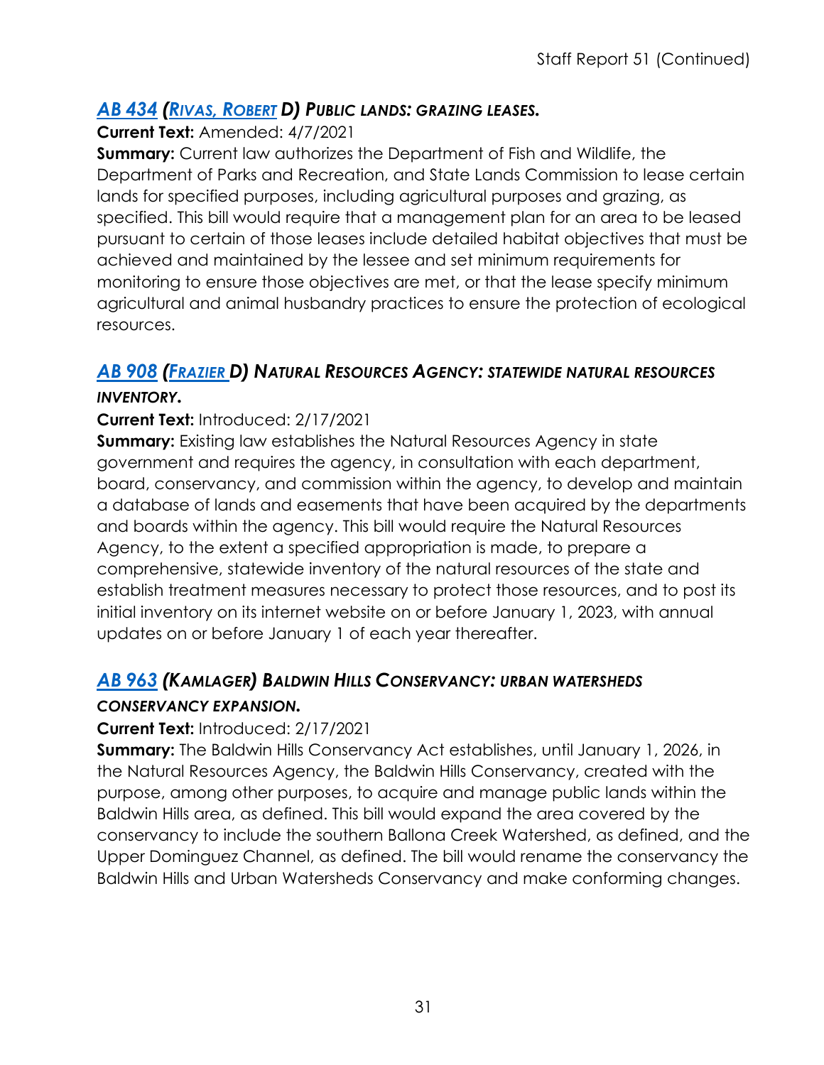### *AB 434 (Rivas, Robert D) Public lands: grazing leases.*

**Current Text:** Amended: 4/7/2021

**Summary:** Current law authorizes the Department of Fish and Wildlife, the Department of Parks and Recreation, and State Lands Commission to lease certain lands for specified purposes, including agricultural purposes and grazing, as specified. This bill would require that a management plan for an area to be leased pursuant to certain of those leases include detailed habitat objectives that must be achieved and maintained by the lessee and set minimum requirements for monitoring to ensure those objectives are met, or that the lease specify minimum agricultural and animal husbandry practices to ensure the protection of ecological resources.

### *AB 908 (Frazier D) Natural Resources Agency: statewide natural resources inventory.*

**Current Text:** Introduced: 2/17/2021

**Summary:** Existing law establishes the Natural Resources Agency in state government and requires the agency, in consultation with each department, board, conservancy, and commission within the agency, to develop and maintain a database of lands and easements that have been acquired by the departments and boards within the agency. This bill would require the Natural Resources Agency, to the extent a specified appropriation is made, to prepare a comprehensive, statewide inventory of the natural resources of the state and establish treatment measures necessary to protect those resources, and to post its initial inventory on its internet website on or before January 1, 2023, with annual updates on or before January 1 of each year thereafter.

### *AB 963 (Kamlager) Baldwin Hills Conservancy: urban watersheds conservancy expansion.*

**Current Text:** Introduced: 2/17/2021

**Summary:** The Baldwin Hills Conservancy Act establishes, until January 1, 2026, in the Natural Resources Agency, the Baldwin Hills Conservancy, created with the purpose, among other purposes, to acquire and manage public lands within the Baldwin Hills area, as defined. This bill would expand the area covered by the conservancy to include the southern Ballona Creek Watershed, as defined, and the Upper Dominguez Channel, as defined. The bill would rename the conservancy the Baldwin Hills and Urban Watersheds Conservancy and make conforming changes.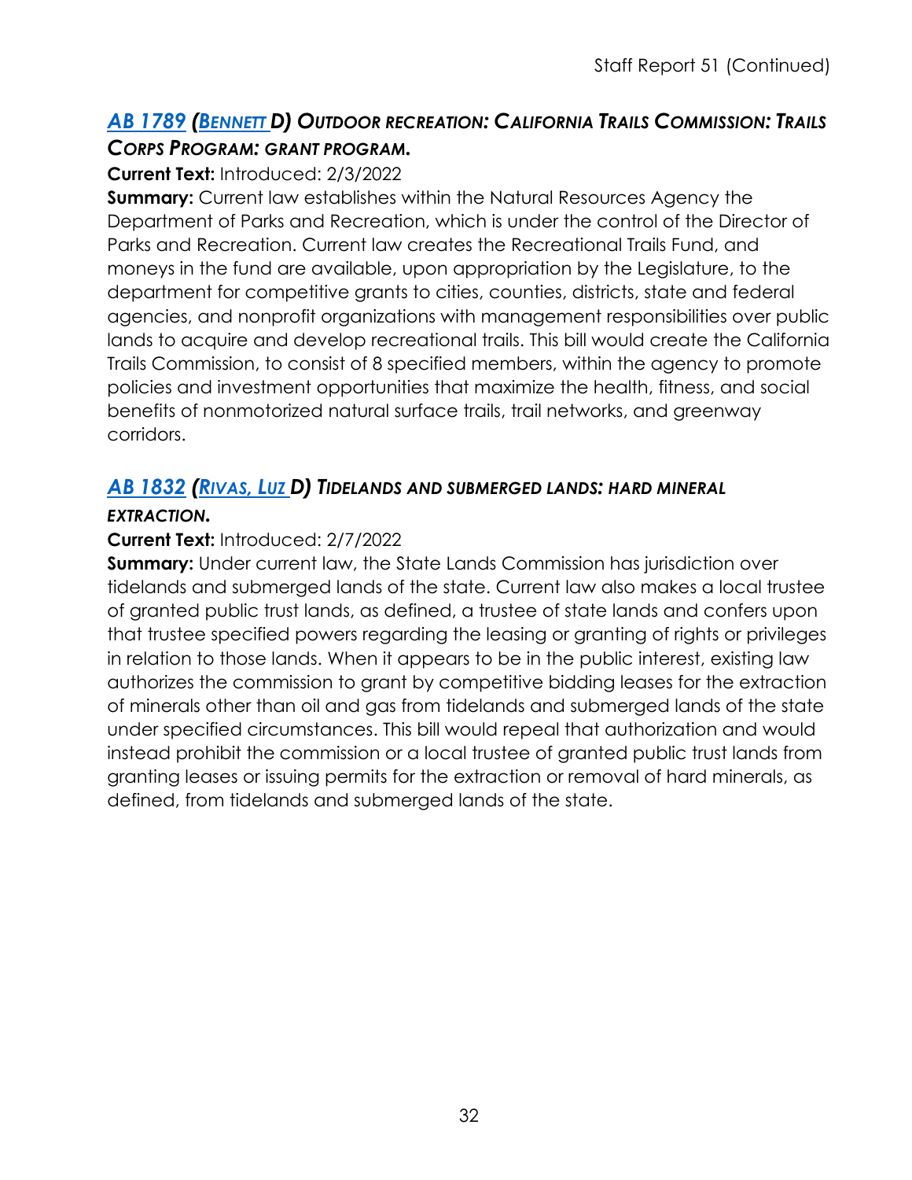### *[AB 1789](#) ([Bennett](#) D) Outdoor recreation: California Trails Commission: Trails Corps Program: grant program.*

**Current Text:** Introduced: 2/3/2022

**Summary:** Current law establishes within the Natural Resources Agency the Department of Parks and Recreation, which is under the control of the Director of Parks and Recreation. Current law creates the Recreational Trails Fund, and moneys in the fund are available, upon appropriation by the Legislature, to the department for competitive grants to cities, counties, districts, state and federal agencies, and nonprofit organizations with management responsibilities over public lands to acquire and develop recreational trails. This bill would create the California Trails Commission, to consist of 8 specified members, within the agency to promote policies and investment opportunities that maximize the health, fitness, and social benefits of nonmotorized natural surface trails, trail networks, and greenway corridors.

### *[AB 1832](#) ([Rivas, Luz](#) D) Tidelands and submerged lands: hard mineral extraction.*

**Current Text:** Introduced: 2/7/2022

**Summary:** Under current law, the State Lands Commission has jurisdiction over tidelands and submerged lands of the state. Current law also makes a local trustee of granted public trust lands, as defined, a trustee of state lands and confers upon that trustee specified powers regarding the leasing or granting of rights or privileges in relation to those lands. When it appears to be in the public interest, existing law authorizes the commission to grant by competitive bidding leases for the extraction of minerals other than oil and gas from tidelands and submerged lands of the state under specified circumstances. This bill would repeal that authorization and would instead prohibit the commission or a local trustee of granted public trust lands from granting leases or issuing permits for the extraction or removal of hard minerals, as defined, from tidelands and submerged lands of the state.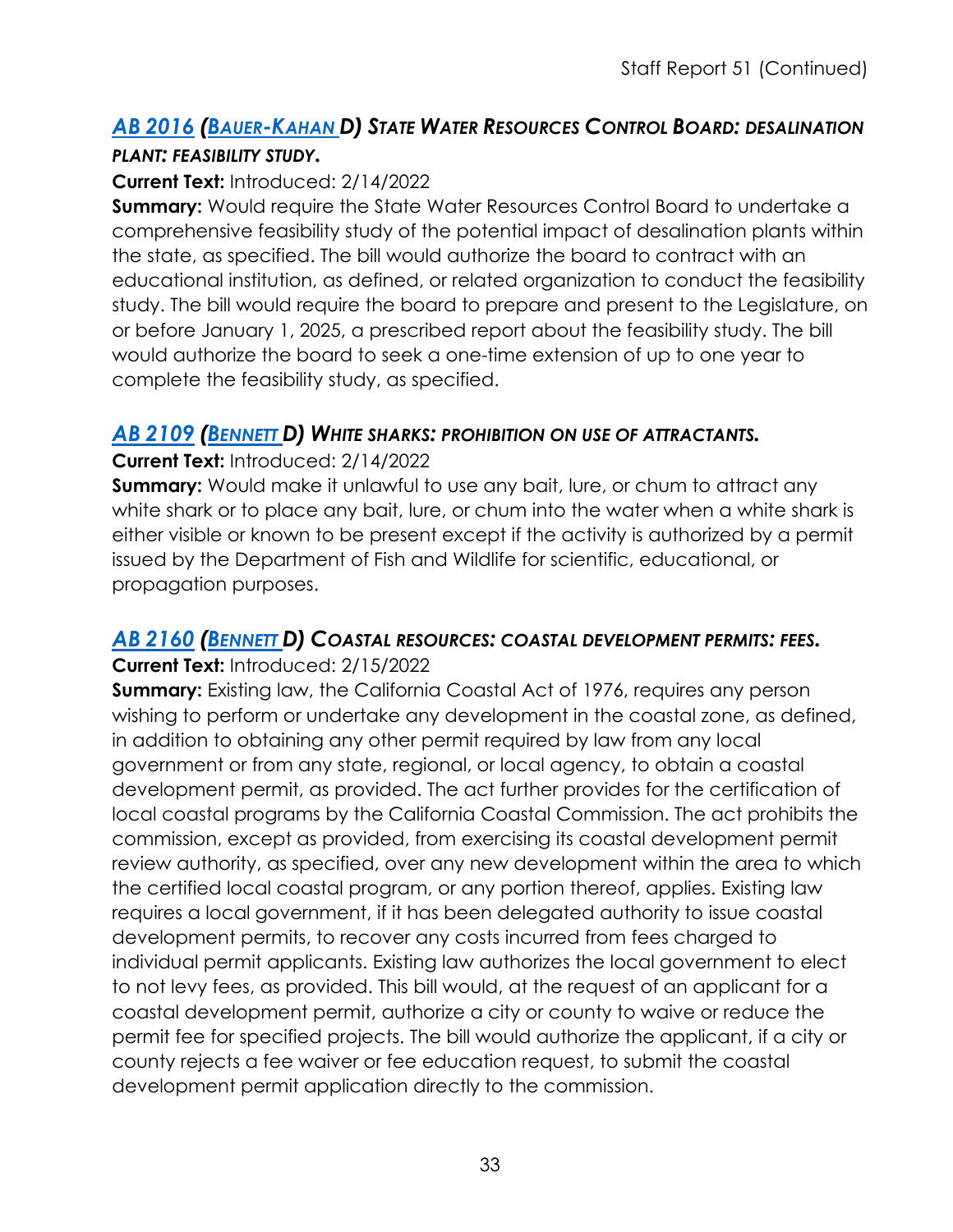### [AB 2016](#) ([Bauer-Kahan](#) D) *State Water Resources Control Board: desalination plant: feasibility study.*

**Current Text:** Introduced: 2/14/2022

**Summary:** Would require the State Water Resources Control Board to undertake a comprehensive feasibility study of the potential impact of desalination plants within the state, as specified. The bill would authorize the board to contract with an educational institution, as defined, or related organization to conduct the feasibility study. The bill would require the board to prepare and present to the Legislature, on or before January 1, 2025, a prescribed report about the feasibility study. The bill would authorize the board to seek a one-time extension of up to one year to complete the feasibility study, as specified.

### [AB 2109](#) ([Bennett](#) D) *White sharks: prohibition on use of attractants.*

**Current Text:** Introduced: 2/14/2022

**Summary:** Would make it unlawful to use any bait, lure, or chum to attract any white shark or to place any bait, lure, or chum into the water when a white shark is either visible or known to be present except if the activity is authorized by a permit issued by the Department of Fish and Wildlife for scientific, educational, or propagation purposes.

### [AB 2160](#) ([Bennett](#) D) *Coastal resources: coastal development permits: fees.*

**Current Text:** Introduced: 2/15/2022

**Summary:** Existing law, the California Coastal Act of 1976, requires any person wishing to perform or undertake any development in the coastal zone, as defined, in addition to obtaining any other permit required by law from any local government or from any state, regional, or local agency, to obtain a coastal development permit, as provided. The act further provides for the certification of local coastal programs by the California Coastal Commission. The act prohibits the commission, except as provided, from exercising its coastal development permit review authority, as specified, over any new development within the area to which the certified local coastal program, or any portion thereof, applies. Existing law requires a local government, if it has been delegated authority to issue coastal development permits, to recover any costs incurred from fees charged to individual permit applicants. Existing law authorizes the local government to elect to not levy fees, as provided. This bill would, at the request of an applicant for a coastal development permit, authorize a city or county to waive or reduce the permit fee for specified projects. The bill would authorize the applicant, if a city or county rejects a fee waiver or fee education request, to submit the coastal development permit application directly to the commission.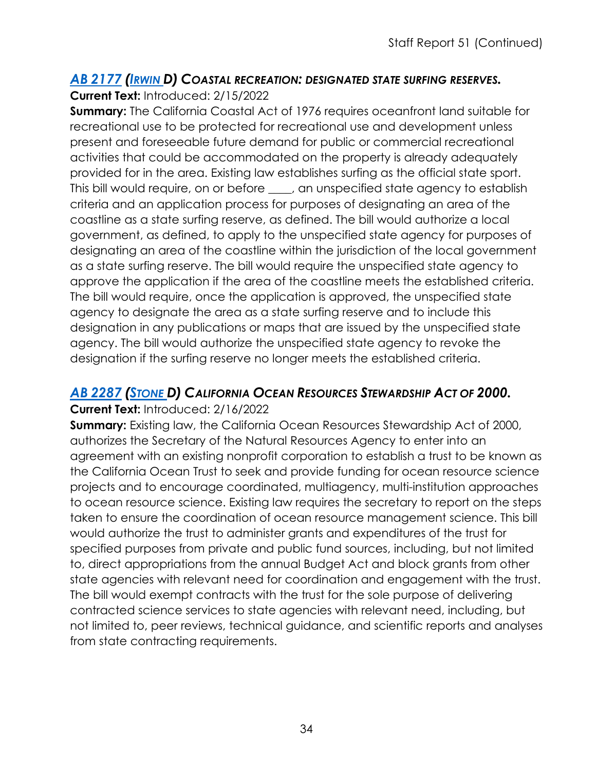## *AB 2177 (IRWIN D) COASTAL RECREATION: DESIGNATED STATE SURFING RESERVES.*

**Current Text:** Introduced: 2/15/2022

**Summary:** The California Coastal Act of 1976 requires oceanfront land suitable for recreational use to be protected for recreational use and development unless present and foreseeable future demand for public or commercial recreational activities that could be accommodated on the property is already adequately provided for in the area. Existing law establishes surfing as the official state sport. This bill would require, on or before ____, an unspecified state agency to establish criteria and an application process for purposes of designating an area of the coastline as a state surfing reserve, as defined. The bill would authorize a local government, as defined, to apply to the unspecified state agency for purposes of designating an area of the coastline within the jurisdiction of the local government as a state surfing reserve. The bill would require the unspecified state agency to approve the application if the area of the coastline meets the established criteria. The bill would require, once the application is approved, the unspecified state agency to designate the area as a state surfing reserve and to include this designation in any publications or maps that are issued by the unspecified state agency. The bill would authorize the unspecified state agency to revoke the designation if the surfing reserve no longer meets the established criteria.

## *AB 2287 (STONE D) CALIFORNIA OCEAN RESOURCES STEWARDSHIP ACT OF 2000.*

**Current Text:** Introduced: 2/16/2022

**Summary:** Existing law, the California Ocean Resources Stewardship Act of 2000, authorizes the Secretary of the Natural Resources Agency to enter into an agreement with an existing nonprofit corporation to establish a trust to be known as the California Ocean Trust to seek and provide funding for ocean resource science projects and to encourage coordinated, multiagency, multi-institution approaches to ocean resource science. Existing law requires the secretary to report on the steps taken to ensure the coordination of ocean resource management science. This bill would authorize the trust to administer grants and expenditures of the trust for specified purposes from private and public fund sources, including, but not limited to, direct appropriations from the annual Budget Act and block grants from other state agencies with relevant need for coordination and engagement with the trust. The bill would exempt contracts with the trust for the sole purpose of delivering contracted science services to state agencies with relevant need, including, but not limited to, peer reviews, technical guidance, and scientific reports and analyses from state contracting requirements.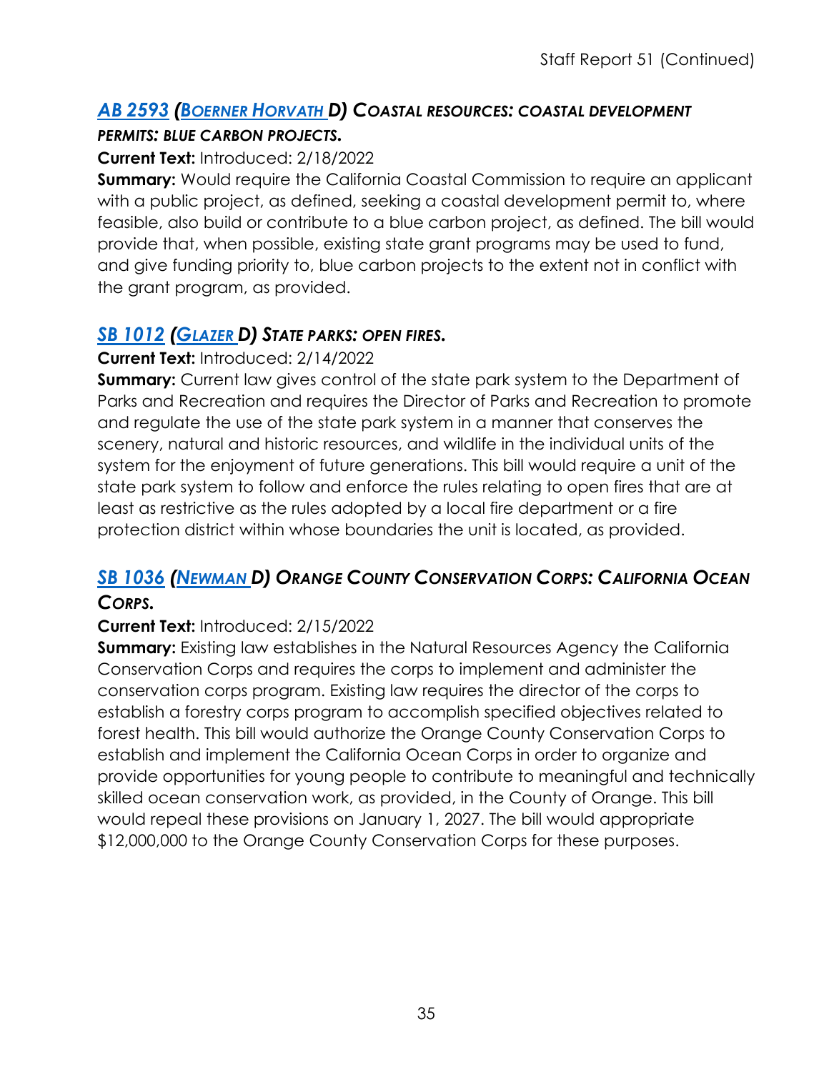### *AB 2593 (Boerner Horvath D) Coastal resources: coastal development permits: blue carbon projects.*

**Current Text:** Introduced: 2/18/2022

**Summary:** Would require the California Coastal Commission to require an applicant with a public project, as defined, seeking a coastal development permit to, where feasible, also build or contribute to a blue carbon project, as defined. The bill would provide that, when possible, existing state grant programs may be used to fund, and give funding priority to, blue carbon projects to the extent not in conflict with the grant program, as provided.

### *SB 1012 (Glazer D) State parks: open fires.*

**Current Text:** Introduced: 2/14/2022

**Summary:** Current law gives control of the state park system to the Department of Parks and Recreation and requires the Director of Parks and Recreation to promote and regulate the use of the state park system in a manner that conserves the scenery, natural and historic resources, and wildlife in the individual units of the system for the enjoyment of future generations. This bill would require a unit of the state park system to follow and enforce the rules relating to open fires that are at least as restrictive as the rules adopted by a local fire department or a fire protection district within whose boundaries the unit is located, as provided.

### *SB 1036 (Newman D) Orange County Conservation Corps: California Ocean Corps.*

**Current Text:** Introduced: 2/15/2022

**Summary:** Existing law establishes in the Natural Resources Agency the California Conservation Corps and requires the corps to implement and administer the conservation corps program. Existing law requires the director of the corps to establish a forestry corps program to accomplish specified objectives related to forest health. This bill would authorize the Orange County Conservation Corps to establish and implement the California Ocean Corps in order to organize and provide opportunities for young people to contribute to meaningful and technically skilled ocean conservation work, as provided, in the County of Orange. This bill would repeal these provisions on January 1, 2027. The bill would appropriate $12,000,000 to the Orange County Conservation Corps for these purposes.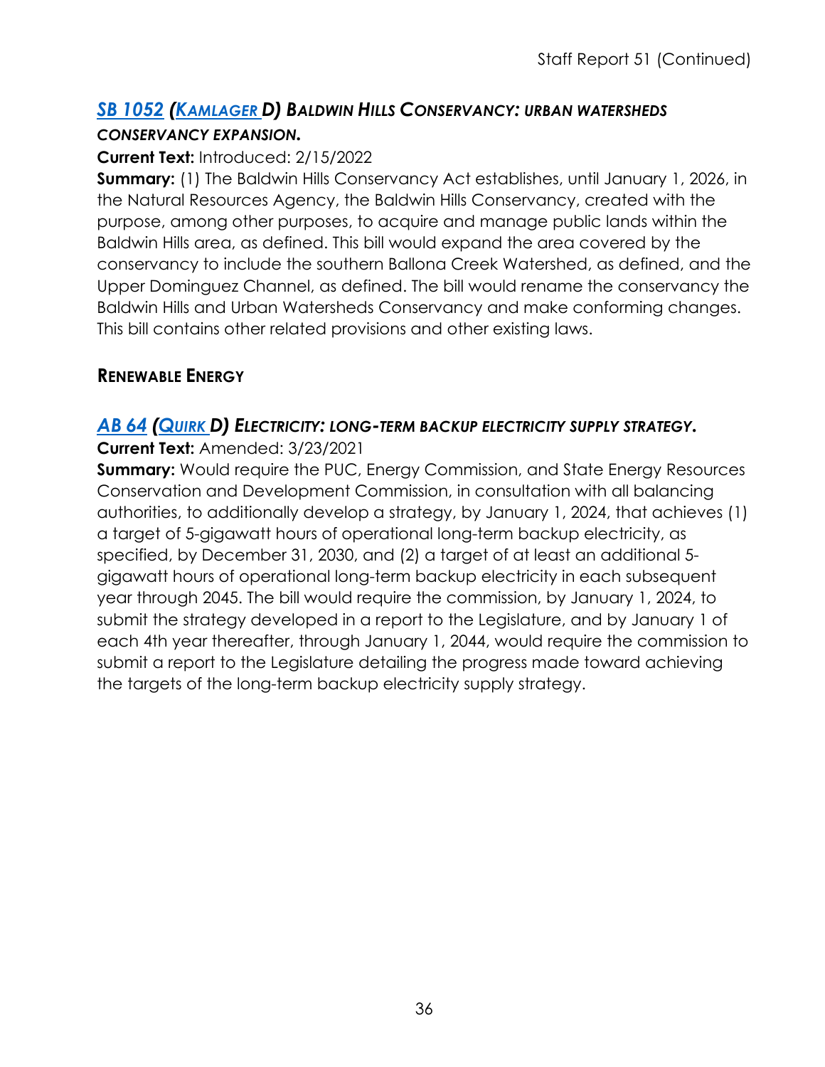### *[SB 1052](#) ([Kamlager](#) D) Baldwin Hills Conservancy: urban watersheds conservancy expansion.*

**Current Text:** Introduced: 2/15/2022

**Summary:** (1) The Baldwin Hills Conservancy Act establishes, until January 1, 2026, in the Natural Resources Agency, the Baldwin Hills Conservancy, created with the purpose, among other purposes, to acquire and manage public lands within the Baldwin Hills area, as defined. This bill would expand the area covered by the conservancy to include the southern Ballona Creek Watershed, as defined, and the Upper Dominguez Channel, as defined. The bill would rename the conservancy the Baldwin Hills and Urban Watersheds Conservancy and make conforming changes. This bill contains other related provisions and other existing laws.

## Renewable Energy

### *[AB 64](#) ([Quirk](#) D) Electricity: long-term backup electricity supply strategy.*

**Current Text:** Amended: 3/23/2021

**Summary:** Would require the PUC, Energy Commission, and State Energy Resources Conservation and Development Commission, in consultation with all balancing authorities, to additionally develop a strategy, by January 1, 2024, that achieves (1) a target of 5-gigawatt hours of operational long-term backup electricity, as specified, by December 31, 2030, and (2) a target of at least an additional 5-gigawatt hours of operational long-term backup electricity in each subsequent year through 2045. The bill would require the commission, by January 1, 2024, to submit the strategy developed in a report to the Legislature, and by January 1 of each 4th year thereafter, through January 1, 2044, would require the commission to submit a report to the Legislature detailing the progress made toward achieving the targets of the long-term backup electricity supply strategy.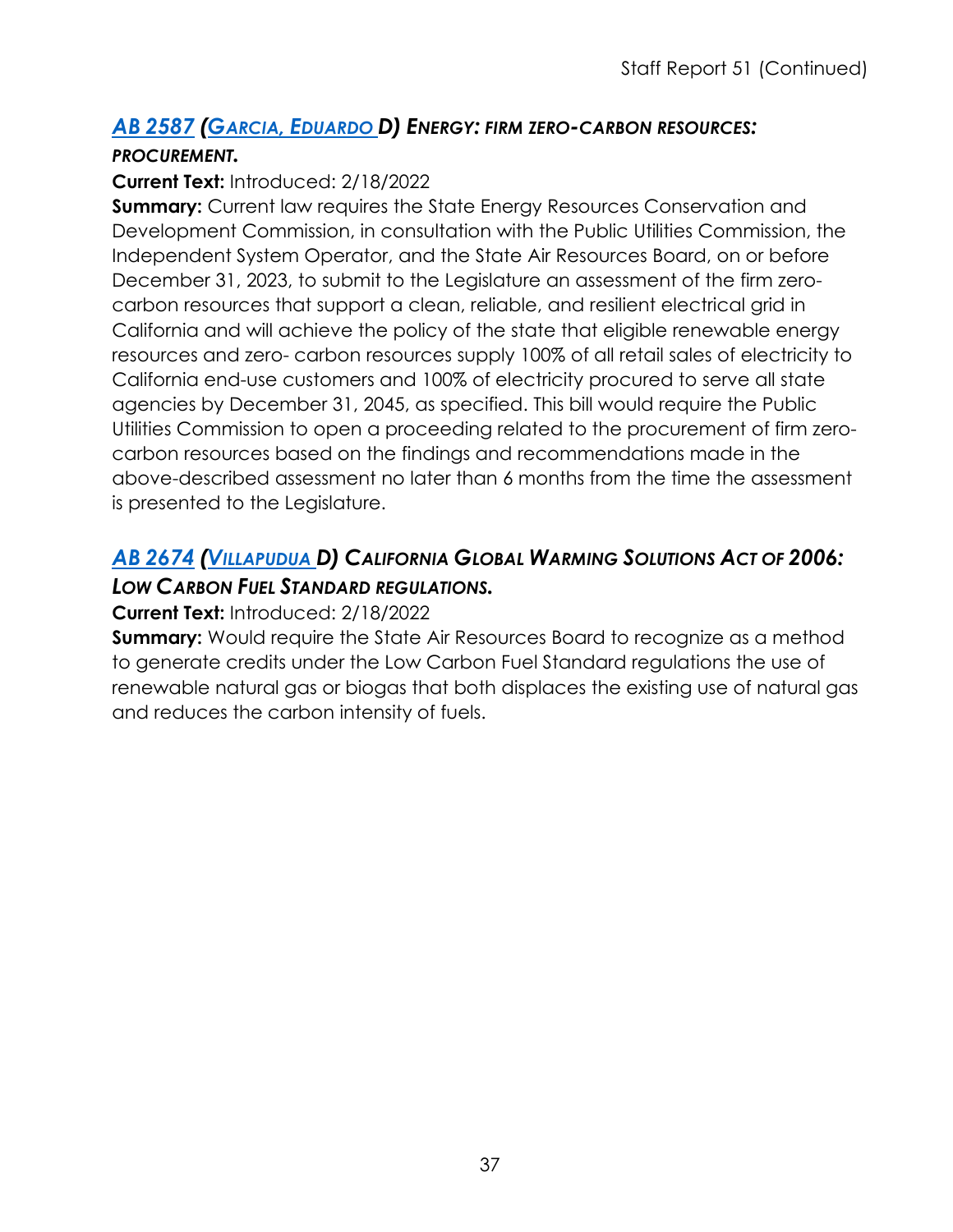### [AB 2587](#) ([Garcia, Eduardo](#) D) Energy: firm zero-carbon resources: procurement.

**Current Text:** Introduced: 2/18/2022

**Summary:** Current law requires the State Energy Resources Conservation and Development Commission, in consultation with the Public Utilities Commission, the Independent System Operator, and the State Air Resources Board, on or before December 31, 2023, to submit to the Legislature an assessment of the firm zero-carbon resources that support a clean, reliable, and resilient electrical grid in California and will achieve the policy of the state that eligible renewable energy resources and zero- carbon resources supply 100% of all retail sales of electricity to California end-use customers and 100% of electricity procured to serve all state agencies by December 31, 2045, as specified. This bill would require the Public Utilities Commission to open a proceeding related to the procurement of firm zero-carbon resources based on the findings and recommendations made in the above-described assessment no later than 6 months from the time the assessment is presented to the Legislature.

### [AB 2674](#) ([Villapudua](#) D) California Global Warming Solutions Act of 2006: Low Carbon Fuel Standard regulations.

**Current Text:** Introduced: 2/18/2022

**Summary:** Would require the State Air Resources Board to recognize as a method to generate credits under the Low Carbon Fuel Standard regulations the use of renewable natural gas or biogas that both displaces the existing use of natural gas and reduces the carbon intensity of fuels.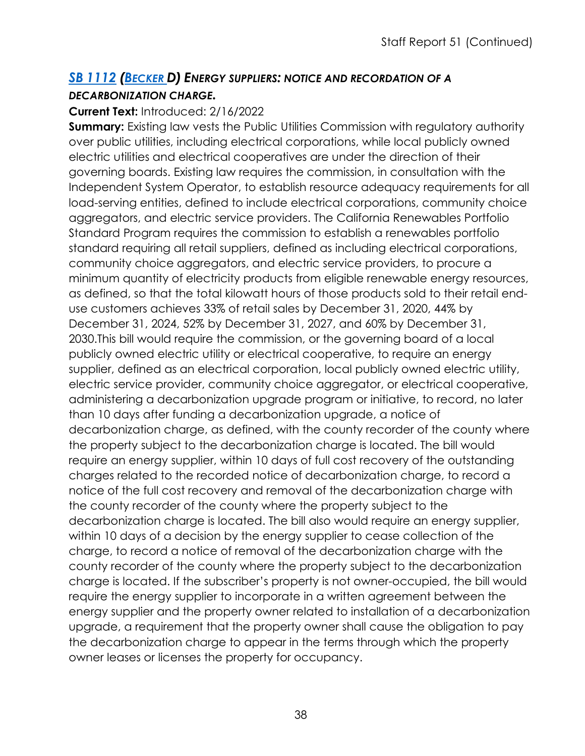## [SB 1112](#) ([Becker](#) D) *Energy suppliers: notice and recordation of a decarbonization charge.*

**Current Text:** Introduced: 2/16/2022

**Summary:** Existing law vests the Public Utilities Commission with regulatory authority over public utilities, including electrical corporations, while local publicly owned electric utilities and electrical cooperatives are under the direction of their governing boards. Existing law requires the commission, in consultation with the Independent System Operator, to establish resource adequacy requirements for all load-serving entities, defined to include electrical corporations, community choice aggregators, and electric service providers. The California Renewables Portfolio Standard Program requires the commission to establish a renewables portfolio standard requiring all retail suppliers, defined as including electrical corporations, community choice aggregators, and electric service providers, to procure a minimum quantity of electricity products from eligible renewable energy resources, as defined, so that the total kilowatt hours of those products sold to their retail end-use customers achieves 33% of retail sales by December 31, 2020, 44% by December 31, 2024, 52% by December 31, 2027, and 60% by December 31, 2030.This bill would require the commission, or the governing board of a local publicly owned electric utility or electrical cooperative, to require an energy supplier, defined as an electrical corporation, local publicly owned electric utility, electric service provider, community choice aggregator, or electrical cooperative, administering a decarbonization upgrade program or initiative, to record, no later than 10 days after funding a decarbonization upgrade, a notice of decarbonization charge, as defined, with the county recorder of the county where the property subject to the decarbonization charge is located. The bill would require an energy supplier, within 10 days of full cost recovery of the outstanding charges related to the recorded notice of decarbonization charge, to record a notice of the full cost recovery and removal of the decarbonization charge with the county recorder of the county where the property subject to the decarbonization charge is located. The bill also would require an energy supplier, within 10 days of a decision by the energy supplier to cease collection of the charge, to record a notice of removal of the decarbonization charge with the county recorder of the county where the property subject to the decarbonization charge is located. If the subscriber's property is not owner-occupied, the bill would require the energy supplier to incorporate in a written agreement between the energy supplier and the property owner related to installation of a decarbonization upgrade, a requirement that the property owner shall cause the obligation to pay the decarbonization charge to appear in the terms through which the property owner leases or licenses the property for occupancy.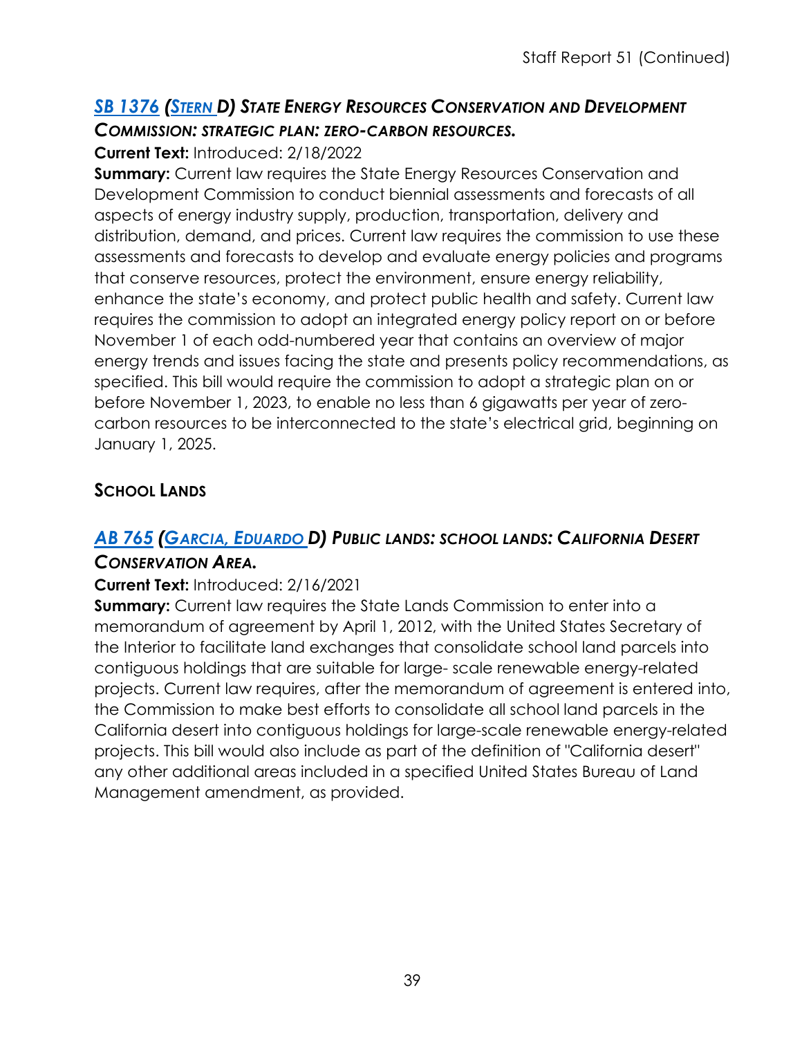### *[SB 1376](#) ([Stern](#) D) State Energy Resources Conservation and Development Commission: strategic plan: zero-carbon resources.*

**Current Text:** Introduced: 2/18/2022

**Summary:** Current law requires the State Energy Resources Conservation and Development Commission to conduct biennial assessments and forecasts of all aspects of energy industry supply, production, transportation, delivery and distribution, demand, and prices. Current law requires the commission to use these assessments and forecasts to develop and evaluate energy policies and programs that conserve resources, protect the environment, ensure energy reliability, enhance the state's economy, and protect public health and safety. Current law requires the commission to adopt an integrated energy policy report on or before November 1 of each odd-numbered year that contains an overview of major energy trends and issues facing the state and presents policy recommendations, as specified. This bill would require the commission to adopt a strategic plan on or before November 1, 2023, to enable no less than 6 gigawatts per year of zero-carbon resources to be interconnected to the state's electrical grid, beginning on January 1, 2025.

## School Lands

### *[AB 765](#) ([Garcia, Eduardo](#) D) Public lands: school lands: California Desert Conservation Area.*

**Current Text:** Introduced: 2/16/2021

**Summary:** Current law requires the State Lands Commission to enter into a memorandum of agreement by April 1, 2012, with the United States Secretary of the Interior to facilitate land exchanges that consolidate school land parcels into contiguous holdings that are suitable for large- scale renewable energy-related projects. Current law requires, after the memorandum of agreement is entered into, the Commission to make best efforts to consolidate all school land parcels in the California desert into contiguous holdings for large-scale renewable energy-related projects. This bill would also include as part of the definition of "California desert" any other additional areas included in a specified United States Bureau of Land Management amendment, as provided.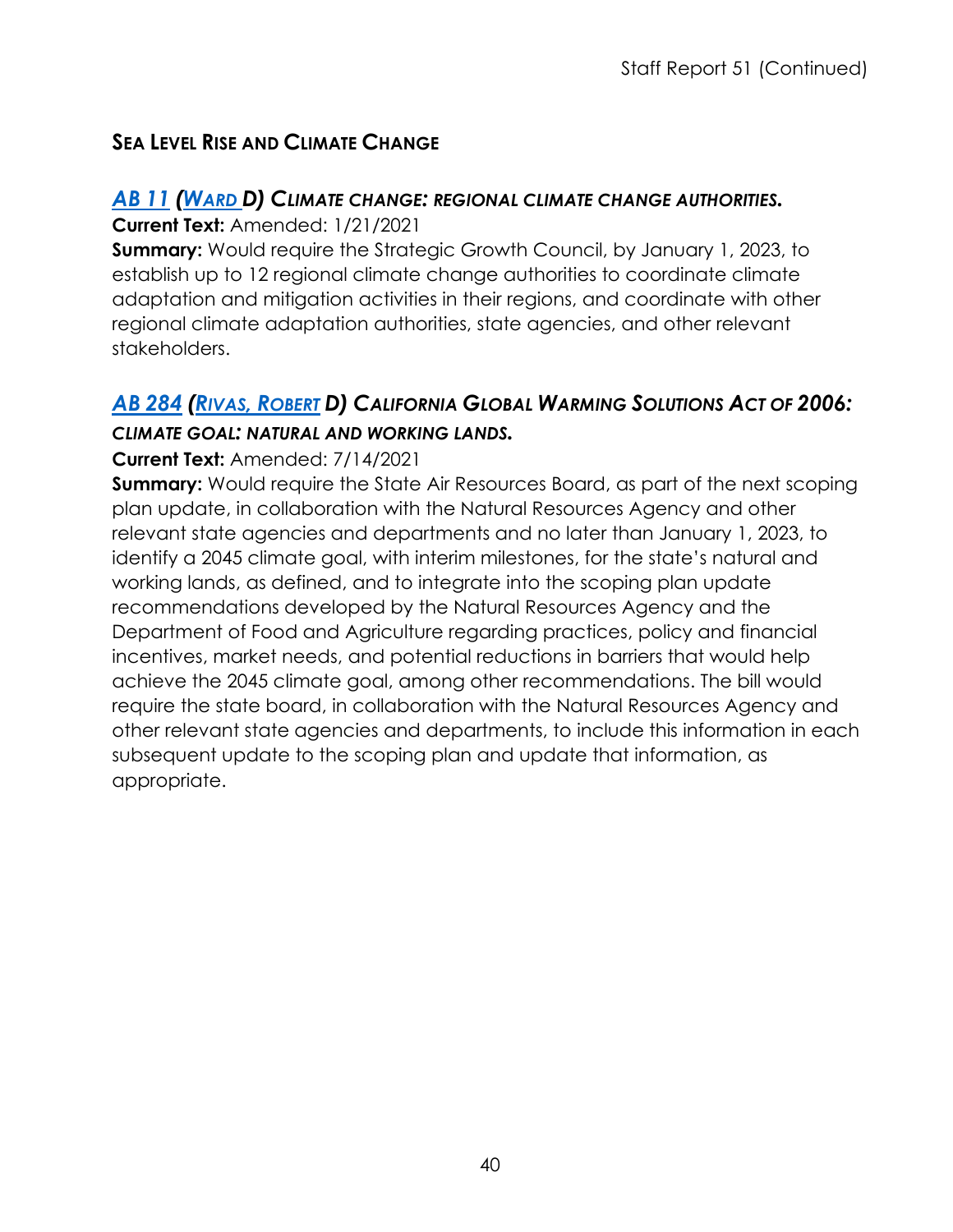## SEA LEVEL RISE AND CLIMATE CHANGE

### *AB 11 (WARD D) CLIMATE CHANGE: REGIONAL CLIMATE CHANGE AUTHORITIES.*

**Current Text:** Amended: 1/21/2021

**Summary:** Would require the Strategic Growth Council, by January 1, 2023, to establish up to 12 regional climate change authorities to coordinate climate adaptation and mitigation activities in their regions, and coordinate with other regional climate adaptation authorities, state agencies, and other relevant stakeholders.

### *AB 284 (RIVAS, ROBERT D) CALIFORNIA GLOBAL WARMING SOLUTIONS ACT OF 2006: CLIMATE GOAL: NATURAL AND WORKING LANDS.*

**Current Text:** Amended: 7/14/2021

**Summary:** Would require the State Air Resources Board, as part of the next scoping plan update, in collaboration with the Natural Resources Agency and other relevant state agencies and departments and no later than January 1, 2023, to identify a 2045 climate goal, with interim milestones, for the state's natural and working lands, as defined, and to integrate into the scoping plan update recommendations developed by the Natural Resources Agency and the Department of Food and Agriculture regarding practices, policy and financial incentives, market needs, and potential reductions in barriers that would help achieve the 2045 climate goal, among other recommendations. The bill would require the state board, in collaboration with the Natural Resources Agency and other relevant state agencies and departments, to include this information in each subsequent update to the scoping plan and update that information, as appropriate.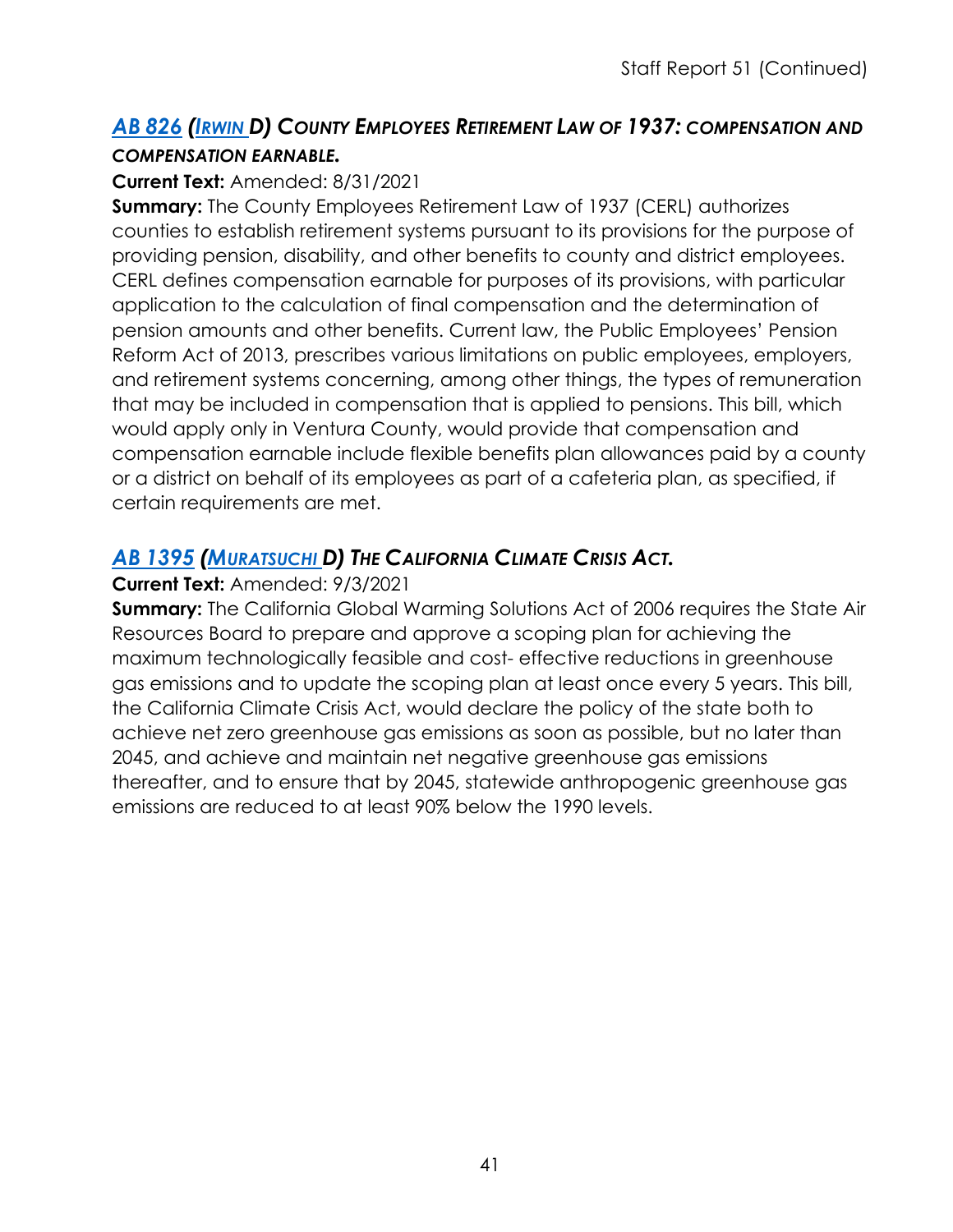## *AB 826 (IRWIN D) COUNTY EMPLOYEES RETIREMENT LAW OF 1937: COMPENSATION AND COMPENSATION EARNABLE.*

**Current Text:** Amended: 8/31/2021

**Summary:** The County Employees Retirement Law of 1937 (CERL) authorizes counties to establish retirement systems pursuant to its provisions for the purpose of providing pension, disability, and other benefits to county and district employees. CERL defines compensation earnable for purposes of its provisions, with particular application to the calculation of final compensation and the determination of pension amounts and other benefits. Current law, the Public Employees' Pension Reform Act of 2013, prescribes various limitations on public employees, employers, and retirement systems concerning, among other things, the types of remuneration that may be included in compensation that is applied to pensions. This bill, which would apply only in Ventura County, would provide that compensation and compensation earnable include flexible benefits plan allowances paid by a county or a district on behalf of its employees as part of a cafeteria plan, as specified, if certain requirements are met.

## *AB 1395 (MURATSUCHI D) THE CALIFORNIA CLIMATE CRISIS ACT.*

**Current Text:** Amended: 9/3/2021

**Summary:** The California Global Warming Solutions Act of 2006 requires the State Air Resources Board to prepare and approve a scoping plan for achieving the maximum technologically feasible and cost- effective reductions in greenhouse gas emissions and to update the scoping plan at least once every 5 years. This bill, the California Climate Crisis Act, would declare the policy of the state both to achieve net zero greenhouse gas emissions as soon as possible, but no later than 2045, and achieve and maintain net negative greenhouse gas emissions thereafter, and to ensure that by 2045, statewide anthropogenic greenhouse gas emissions are reduced to at least 90% below the 1990 levels.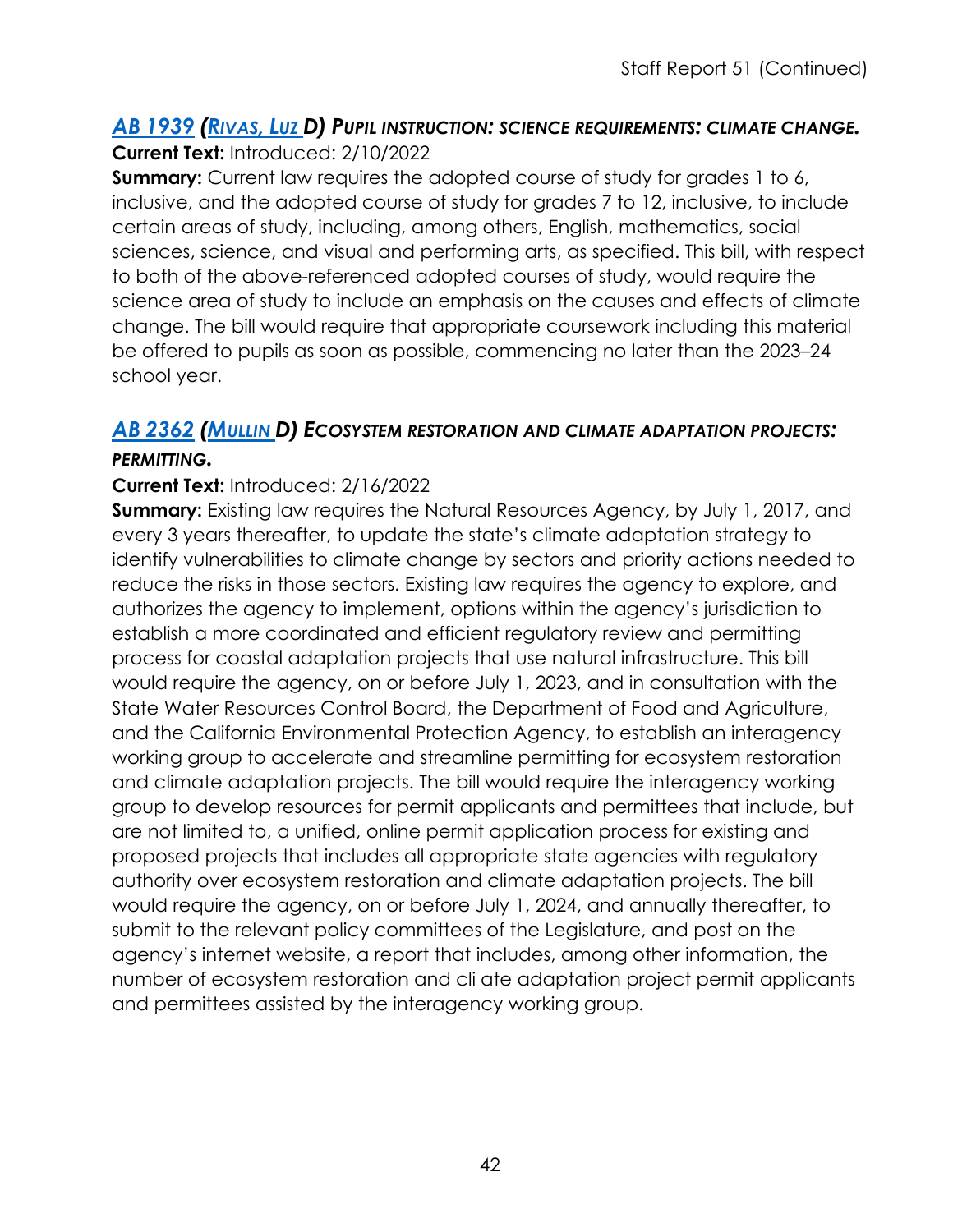### *AB 1939 (RIVAS, LUZ D) PUPIL INSTRUCTION: SCIENCE REQUIREMENTS: CLIMATE CHANGE.*

**Current Text:** Introduced: 2/10/2022

**Summary:** Current law requires the adopted course of study for grades 1 to 6, inclusive, and the adopted course of study for grades 7 to 12, inclusive, to include certain areas of study, including, among others, English, mathematics, social sciences, science, and visual and performing arts, as specified. This bill, with respect to both of the above-referenced adopted courses of study, would require the science area of study to include an emphasis on the causes and effects of climate change. The bill would require that appropriate coursework including this material be offered to pupils as soon as possible, commencing no later than the 2023–24 school year.

### *AB 2362 (MULLIN D) ECOSYSTEM RESTORATION AND CLIMATE ADAPTATION PROJECTS: PERMITTING.*

**Current Text:** Introduced: 2/16/2022

**Summary:** Existing law requires the Natural Resources Agency, by July 1, 2017, and every 3 years thereafter, to update the state's climate adaptation strategy to identify vulnerabilities to climate change by sectors and priority actions needed to reduce the risks in those sectors. Existing law requires the agency to explore, and authorizes the agency to implement, options within the agency's jurisdiction to establish a more coordinated and efficient regulatory review and permitting process for coastal adaptation projects that use natural infrastructure. This bill would require the agency, on or before July 1, 2023, and in consultation with the State Water Resources Control Board, the Department of Food and Agriculture, and the California Environmental Protection Agency, to establish an interagency working group to accelerate and streamline permitting for ecosystem restoration and climate adaptation projects. The bill would require the interagency working group to develop resources for permit applicants and permittees that include, but are not limited to, a unified, online permit application process for existing and proposed projects that includes all appropriate state agencies with regulatory authority over ecosystem restoration and climate adaptation projects. The bill would require the agency, on or before July 1, 2024, and annually thereafter, to submit to the relevant policy committees of the Legislature, and post on the agency's internet website, a report that includes, among other information, the number of ecosystem restoration and cli ate adaptation project permit applicants and permittees assisted by the interagency working group.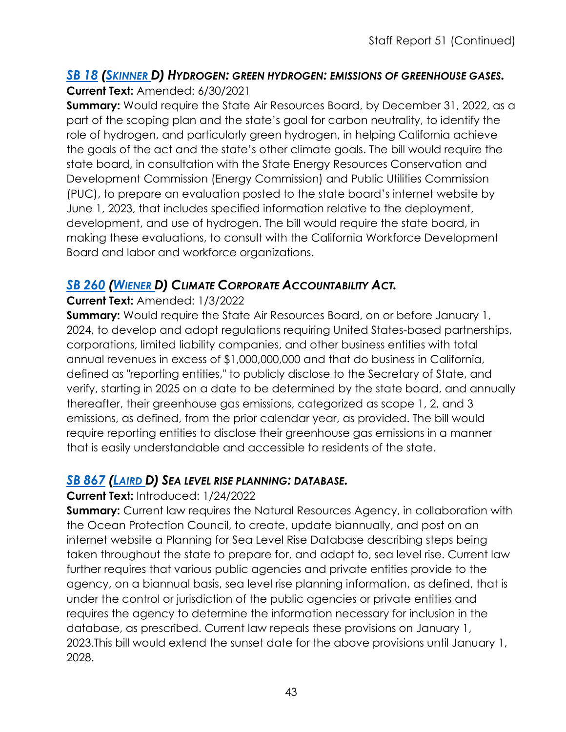### *[SB 18](#) ([Skinner](#) D) Hydrogen: green hydrogen: emissions of greenhouse gases.*

**Current Text:** Amended: 6/30/2021

**Summary:** Would require the State Air Resources Board, by December 31, 2022, as a part of the scoping plan and the state's goal for carbon neutrality, to identify the role of hydrogen, and particularly green hydrogen, in helping California achieve the goals of the act and the state's other climate goals. The bill would require the state board, in consultation with the State Energy Resources Conservation and Development Commission (Energy Commission) and Public Utilities Commission (PUC), to prepare an evaluation posted to the state board's internet website by June 1, 2023, that includes specified information relative to the deployment, development, and use of hydrogen. The bill would require the state board, in making these evaluations, to consult with the California Workforce Development Board and labor and workforce organizations.

### *[SB 260](#) ([Wiener](#) D) Climate Corporate Accountability Act.*

**Current Text:** Amended: 1/3/2022

**Summary:** Would require the State Air Resources Board, on or before January 1, 2024, to develop and adopt regulations requiring United States-based partnerships, corporations, limited liability companies, and other business entities with total annual revenues in excess of $1,000,000,000 and that do business in California, defined as "reporting entities," to publicly disclose to the Secretary of State, and verify, starting in 2025 on a date to be determined by the state board, and annually thereafter, their greenhouse gas emissions, categorized as scope 1, 2, and 3 emissions, as defined, from the prior calendar year, as provided. The bill would require reporting entities to disclose their greenhouse gas emissions in a manner that is easily understandable and accessible to residents of the state.

### *[SB 867](#) ([Laird](#) D) Sea level rise planning: database.*

**Current Text:** Introduced: 1/24/2022

**Summary:** Current law requires the Natural Resources Agency, in collaboration with the Ocean Protection Council, to create, update biannually, and post on an internet website a Planning for Sea Level Rise Database describing steps being taken throughout the state to prepare for, and adapt to, sea level rise. Current law further requires that various public agencies and private entities provide to the agency, on a biannual basis, sea level rise planning information, as defined, that is under the control or jurisdiction of the public agencies or private entities and requires the agency to determine the information necessary for inclusion in the database, as prescribed. Current law repeals these provisions on January 1, 2023.This bill would extend the sunset date for the above provisions until January 1, 2028.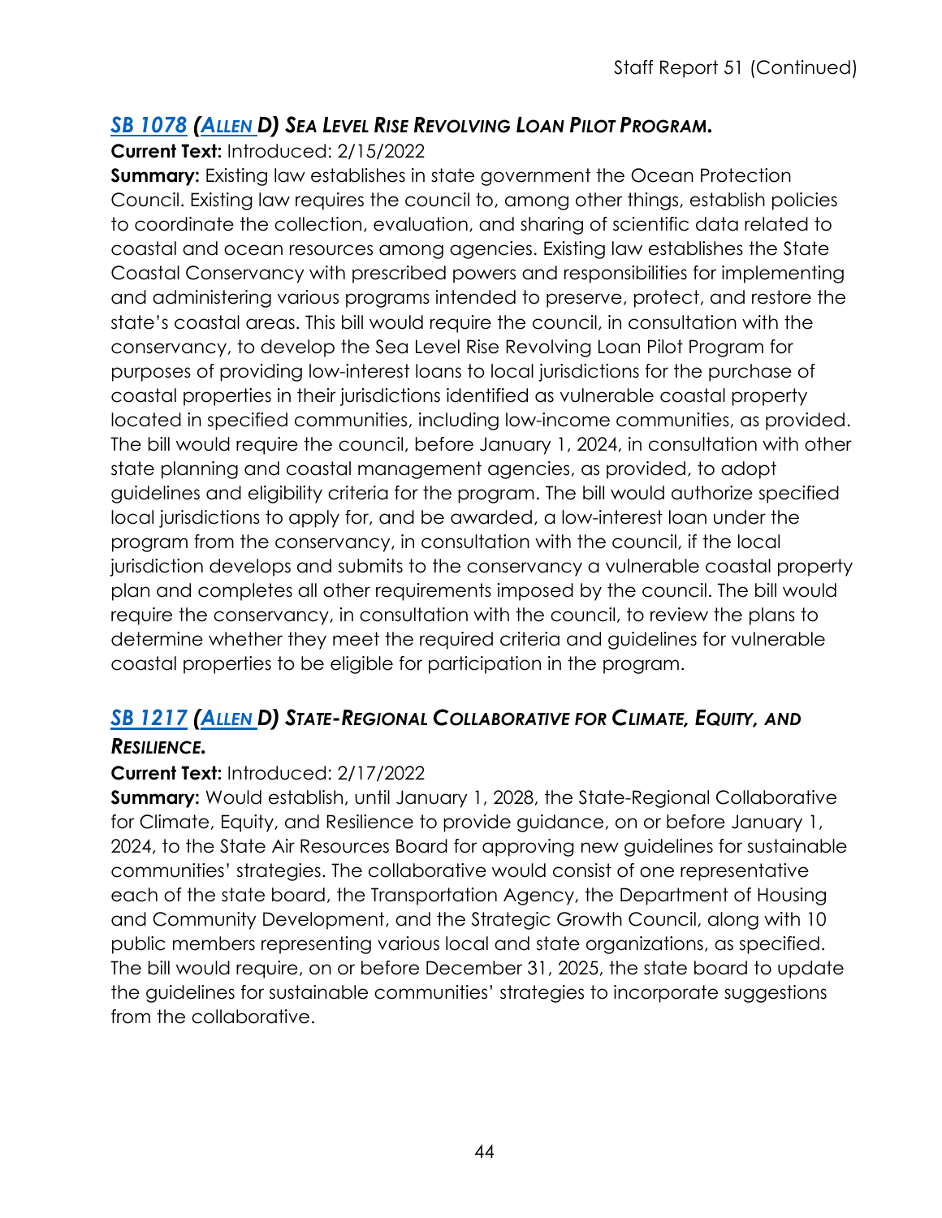## *SB 1078 (ALLEN D) SEA LEVEL RISE REVOLVING LOAN PILOT PROGRAM.*

**Current Text:** Introduced: 2/15/2022

**Summary:** Existing law establishes in state government the Ocean Protection Council. Existing law requires the council to, among other things, establish policies to coordinate the collection, evaluation, and sharing of scientific data related to coastal and ocean resources among agencies. Existing law establishes the State Coastal Conservancy with prescribed powers and responsibilities for implementing and administering various programs intended to preserve, protect, and restore the state's coastal areas. This bill would require the council, in consultation with the conservancy, to develop the Sea Level Rise Revolving Loan Pilot Program for purposes of providing low-interest loans to local jurisdictions for the purchase of coastal properties in their jurisdictions identified as vulnerable coastal property located in specified communities, including low-income communities, as provided. The bill would require the council, before January 1, 2024, in consultation with other state planning and coastal management agencies, as provided, to adopt guidelines and eligibility criteria for the program. The bill would authorize specified local jurisdictions to apply for, and be awarded, a low-interest loan under the program from the conservancy, in consultation with the council, if the local jurisdiction develops and submits to the conservancy a vulnerable coastal property plan and completes all other requirements imposed by the council. The bill would require the conservancy, in consultation with the council, to review the plans to determine whether they meet the required criteria and guidelines for vulnerable coastal properties to be eligible for participation in the program.

## *SB 1217 (ALLEN D) STATE-REGIONAL COLLABORATIVE FOR CLIMATE, EQUITY, AND RESILIENCE.*

**Current Text:** Introduced: 2/17/2022

**Summary:** Would establish, until January 1, 2028, the State-Regional Collaborative for Climate, Equity, and Resilience to provide guidance, on or before January 1, 2024, to the State Air Resources Board for approving new guidelines for sustainable communities' strategies. The collaborative would consist of one representative each of the state board, the Transportation Agency, the Department of Housing and Community Development, and the Strategic Growth Council, along with 10 public members representing various local and state organizations, as specified. The bill would require, on or before December 31, 2025, the state board to update the guidelines for sustainable communities' strategies to incorporate suggestions from the collaborative.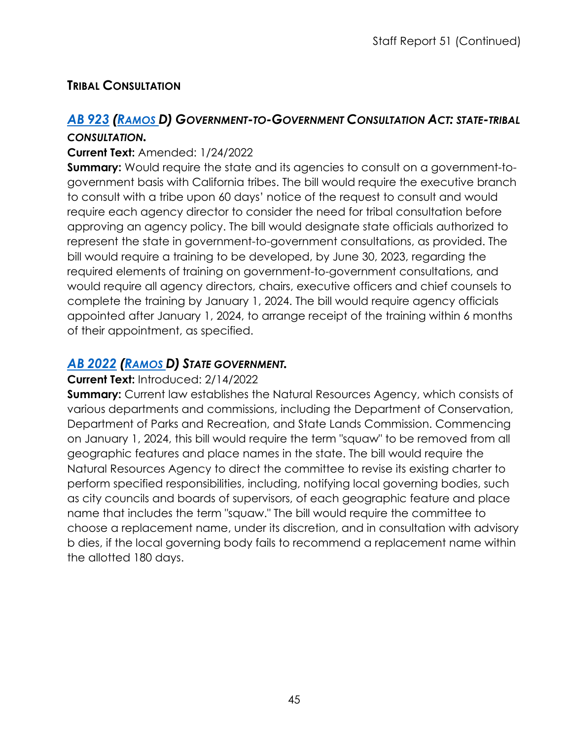## TRIBAL CONSULTATION

### *AB 923 (RAMOS D) GOVERNMENT-TO-GOVERNMENT CONSULTATION ACT: STATE-TRIBAL CONSULTATION.*

**Current Text:** Amended: 1/24/2022

**Summary:** Would require the state and its agencies to consult on a government-to-government basis with California tribes. The bill would require the executive branch to consult with a tribe upon 60 days' notice of the request to consult and would require each agency director to consider the need for tribal consultation before approving an agency policy. The bill would designate state officials authorized to represent the state in government-to-government consultations, as provided. The bill would require a training to be developed, by June 30, 2023, regarding the required elements of training on government-to-government consultations, and would require all agency directors, chairs, executive officers and chief counsels to complete the training by January 1, 2024. The bill would require agency officials appointed after January 1, 2024, to arrange receipt of the training within 6 months of their appointment, as specified.

### *AB 2022 (RAMOS D) STATE GOVERNMENT.*

**Current Text:** Introduced: 2/14/2022

**Summary:** Current law establishes the Natural Resources Agency, which consists of various departments and commissions, including the Department of Conservation, Department of Parks and Recreation, and State Lands Commission. Commencing on January 1, 2024, this bill would require the term "squaw" to be removed from all geographic features and place names in the state. The bill would require the Natural Resources Agency to direct the committee to revise its existing charter to perform specified responsibilities, including, notifying local governing bodies, such as city councils and boards of supervisors, of each geographic feature and place name that includes the term "squaw." The bill would require the committee to choose a replacement name, under its discretion, and in consultation with advisory b dies, if the local governing body fails to recommend a replacement name within the allotted 180 days.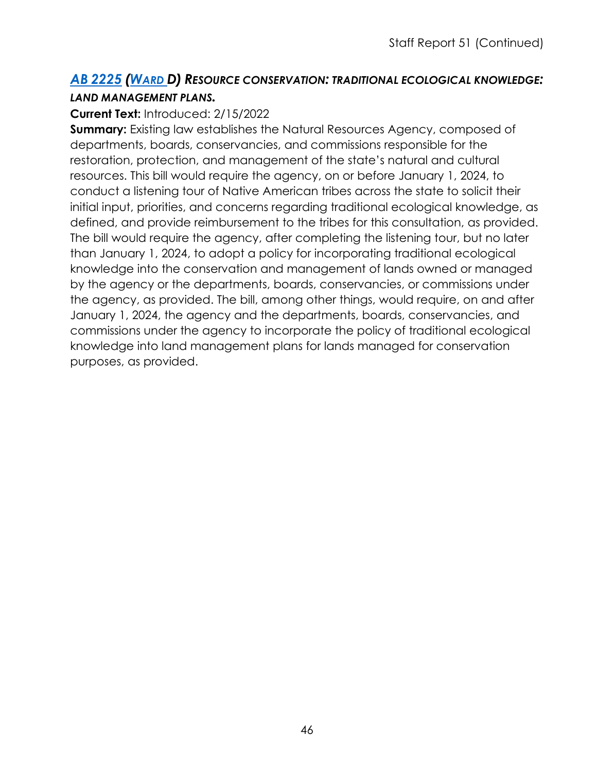## [AB 2225](#) ([Ward](#) D) *Resource conservation: traditional ecological knowledge: land management plans.*

**Current Text:** Introduced: 2/15/2022

**Summary:** Existing law establishes the Natural Resources Agency, composed of departments, boards, conservancies, and commissions responsible for the restoration, protection, and management of the state's natural and cultural resources. This bill would require the agency, on or before January 1, 2024, to conduct a listening tour of Native American tribes across the state to solicit their initial input, priorities, and concerns regarding traditional ecological knowledge, as defined, and provide reimbursement to the tribes for this consultation, as provided. The bill would require the agency, after completing the listening tour, but no later than January 1, 2024, to adopt a policy for incorporating traditional ecological knowledge into the conservation and management of lands owned or managed by the agency or the departments, boards, conservancies, or commissions under the agency, as provided. The bill, among other things, would require, on and after January 1, 2024, the agency and the departments, boards, conservancies, and commissions under the agency to incorporate the policy of traditional ecological knowledge into land management plans for lands managed for conservation purposes, as provided.